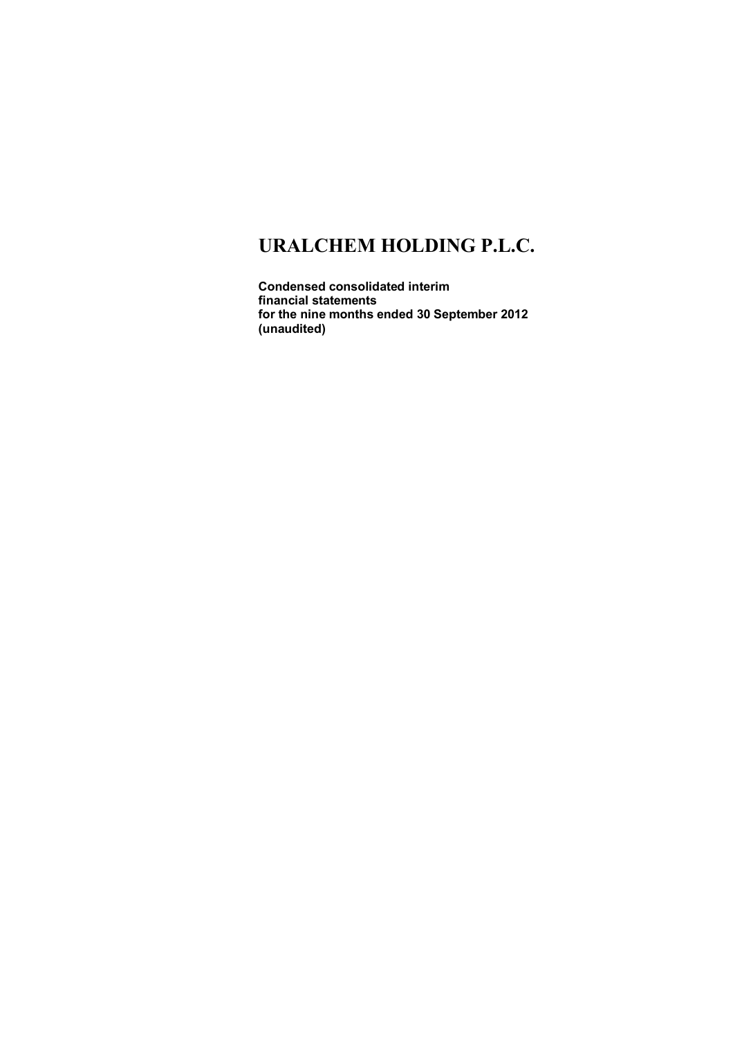# URALCHEM HOLDING P.L.C.

**Condensed consolidated interim financial statements for the nine months ended 30 September 2012 (unaudited)**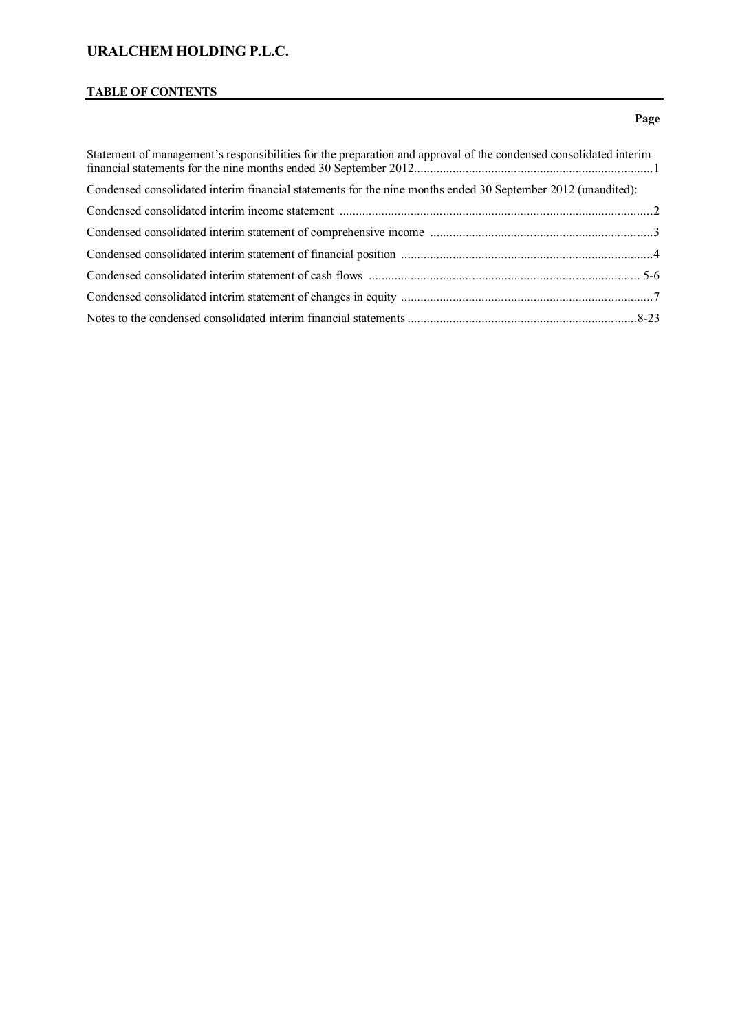# URALCHEM HOLDING P.L.C.

## TABLE OF CONTENTS

| | Page |
|---|---|
| Statement of management's responsibilities for the preparation and approval of the condensed consolidated interim financial statements for the nine months ended 30 September 2012 | 1 |
| Condensed consolidated interim financial statements for the nine months ended 30 September 2012 (unaudited): | |
| Condensed consolidated interim income statement | 2 |
| Condensed consolidated interim statement of comprehensive income | 3 |
| Condensed consolidated interim statement of financial position | 4 |
| Condensed consolidated interim statement of cash flows | 5-6 |
| Condensed consolidated interim statement of changes in equity | 7 |
| Notes to the condensed consolidated interim financial statements | 8-23 |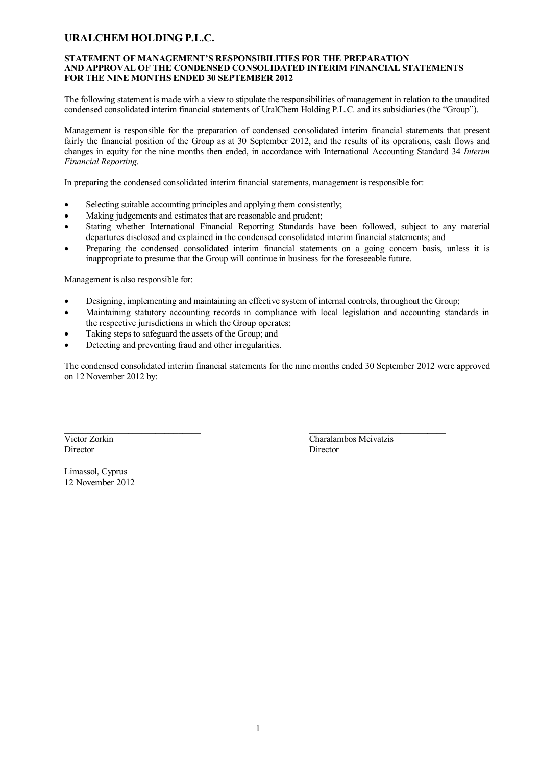# URALCHEM HOLDING P.L.C.

## STATEMENT OF MANAGEMENT'S RESPONSIBILITIES FOR THE PREPARATION AND APPROVAL OF THE CONDENSED CONSOLIDATED INTERIM FINANCIAL STATEMENTS FOR THE NINE MONTHS ENDED 30 SEPTEMBER 2012

The following statement is made with a view to stipulate the responsibilities of management in relation to the unaudited condensed consolidated interim financial statements of UralChem Holding P.L.C. and its subsidiaries (the "Group").

Management is responsible for the preparation of condensed consolidated interim financial statements that present fairly the financial position of the Group as at 30 September 2012, and the results of its operations, cash flows and changes in equity for the nine months then ended, in accordance with International Accounting Standard 34 *Interim Financial Reporting*.

In preparing the condensed consolidated interim financial statements, management is responsible for:

- Selecting suitable accounting principles and applying them consistently;
- Making judgements and estimates that are reasonable and prudent;
- Stating whether International Financial Reporting Standards have been followed, subject to any material departures disclosed and explained in the condensed consolidated interim financial statements; and
- Preparing the condensed consolidated interim financial statements on a going concern basis, unless it is inappropriate to presume that the Group will continue in business for the foreseeable future.

Management is also responsible for:

- Designing, implementing and maintaining an effective system of internal controls, throughout the Group;
- Maintaining statutory accounting records in compliance with local legislation and accounting standards in the respective jurisdictions in which the Group operates;
- Taking steps to safeguard the assets of the Group; and
- Detecting and preventing fraud and other irregularities.

The condensed consolidated interim financial statements for the nine months ended 30 September 2012 were approved on 12 November 2012 by:

| | |
|---|---|
| Victor Zorkin | Charalambos Meivatzis |
| Director | Director |

Limassol, Cyprus
12 November 2012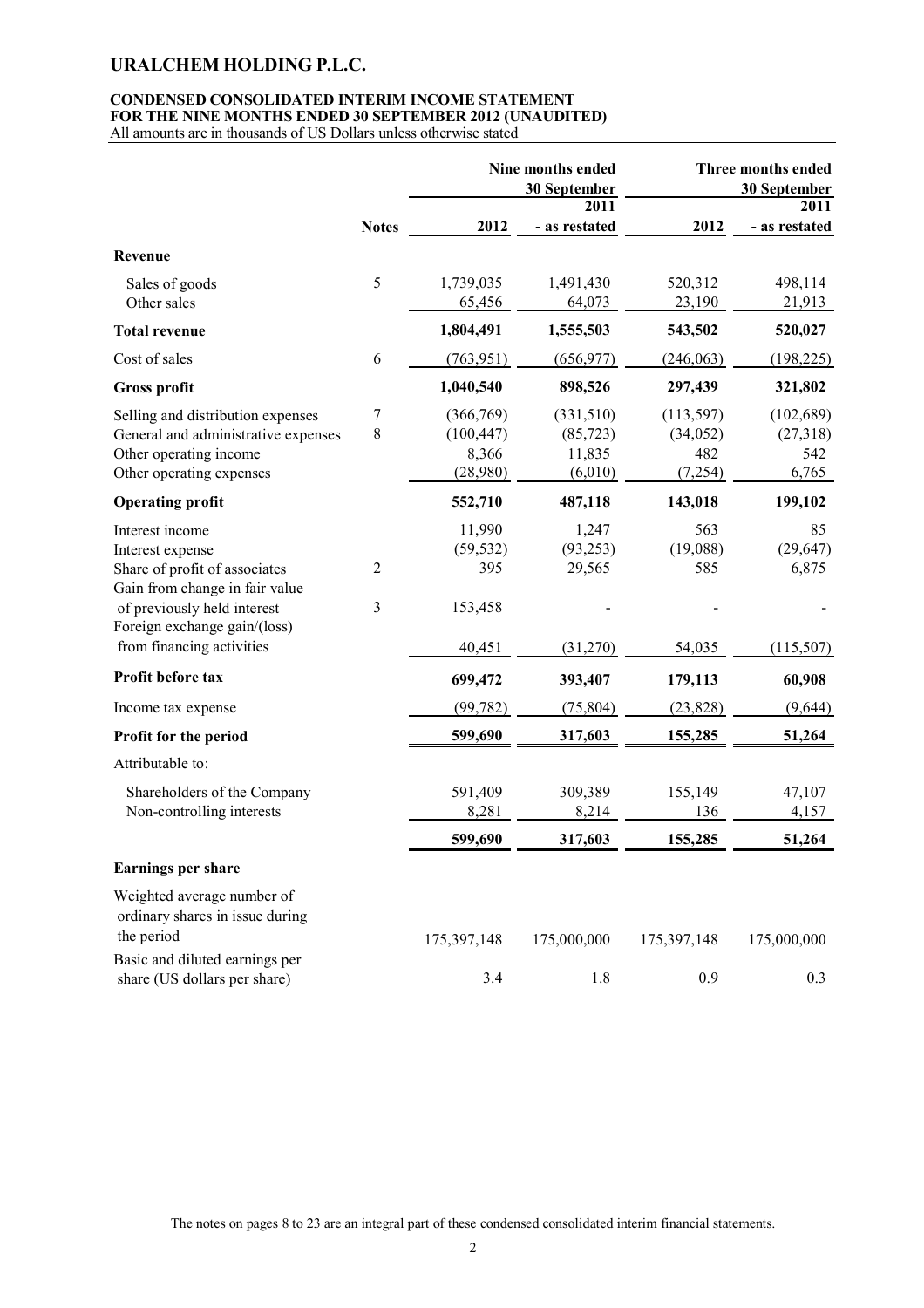# URALCHEM HOLDING P.L.C.

**CONDENSED CONSOLIDATED INTERIM INCOME STATEMENT**
**FOR THE NINE MONTHS ENDED 30 SEPTEMBER 2012 (UNAUDITED)**
All amounts are in thousands of US Dollars unless otherwise stated

| | Notes | Nine months ended 30 September 2012 | Nine months ended 30 September 2011 - as restated | Three months ended 30 September 2012 | Three months ended 30 September 2011 - as restated |
|---|---|---|---|---|---|
| **Revenue** | | | | | |
| Sales of goods | 5 | 1,739,035 | 1,491,430 | 520,312 | 498,114 |
| Other sales | | 65,456 | 64,073 | 23,190 | 21,913 |
| **Total revenue** | | **1,804,491** | **1,555,503** | **543,502** | **520,027** |
| Cost of sales | 6 | (763,951) | (656,977) | (246,063) | (198,225) |
| **Gross profit** | | **1,040,540** | **898,526** | **297,439** | **321,802** |
| Selling and distribution expenses | 7 | (366,769) | (331,510) | (113,597) | (102,689) |
| General and administrative expenses | 8 | (100,447) | (85,723) | (34,052) | (27,318) |
| Other operating income | | 8,366 | 11,835 | 482 | 542 |
| Other operating expenses | | (28,980) | (6,010) | (7,254) | 6,765 |
| **Operating profit** | | **552,710** | **487,118** | **143,018** | **199,102** |
| Interest income | | 11,990 | 1,247 | 563 | 85 |
| Interest expense | | (59,532) | (93,253) | (19,088) | (29,647) |
| Share of profit of associates | 2 | 395 | 29,565 | 585 | 6,875 |
| Gain from change in fair value of previously held interest | 3 | 153,458 | - | - | - |
| Foreign exchange gain/(loss) from financing activities | | 40,451 | (31,270) | 54,035 | (115,507) |
| **Profit before tax** | | **699,472** | **393,407** | **179,113** | **60,908** |
| Income tax expense | | (99,782) | (75,804) | (23,828) | (9,644) |
| **Profit for the period** | | **599,690** | **317,603** | **155,285** | **51,264** |
| Attributable to: | | | | | |
| Shareholders of the Company | | 591,409 | 309,389 | 155,149 | 47,107 |
| Non-controlling interests | | 8,281 | 8,214 | 136 | 4,157 |
| | | **599,690** | **317,603** | **155,285** | **51,264** |
| **Earnings per share** | | | | | |
| Weighted average number of ordinary shares in issue during the period | | 175,397,148 | 175,000,000 | 175,397,148 | 175,000,000 |
| Basic and diluted earnings per share (US dollars per share) | | 3.4 | 1.8 | 0.9 | 0.3 |

The notes on pages 8 to 23 are an integral part of these condensed consolidated interim financial statements.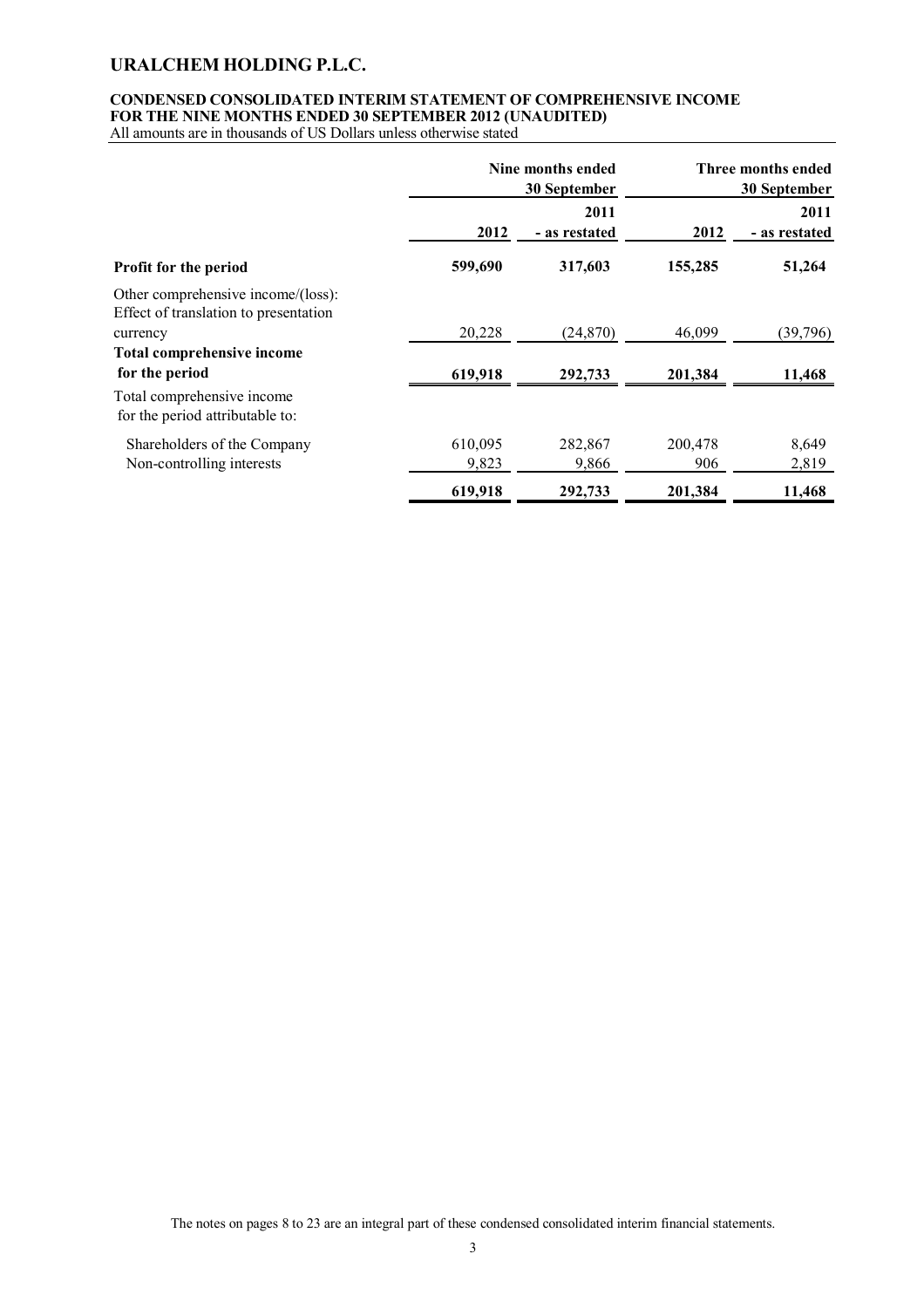# URALCHEM HOLDING P.L.C.

**CONDENSED CONSOLIDATED INTERIM STATEMENT OF COMPREHENSIVE INCOME**
**FOR THE NINE MONTHS ENDED 30 SEPTEMBER 2012 (UNAUDITED)**
All amounts are in thousands of US Dollars unless otherwise stated

| | Nine months ended 30 September | | Three months ended 30 September | |
|---|---|---|---|---|
| | 2012 | 2011 - as restated | 2012 | 2011 - as restated |
| **Profit for the period** | **599,690** | **317,603** | **155,285** | **51,264** |
| Other comprehensive income/(loss): | | | | |
| Effect of translation to presentation currency | 20,228 | (24,870) | 46,099 | (39,796) |
| **Total comprehensive income for the period** | **619,918** | **292,733** | **201,384** | **11,468** |
| Total comprehensive income for the period attributable to: | | | | |
| Shareholders of the Company | 610,095 | 282,867 | 200,478 | 8,649 |
| Non-controlling interests | 9,823 | 9,866 | 906 | 2,819 |
| | **619,918** | **292,733** | **201,384** | **11,468** |

The notes on pages 8 to 23 are an integral part of these condensed consolidated interim financial statements.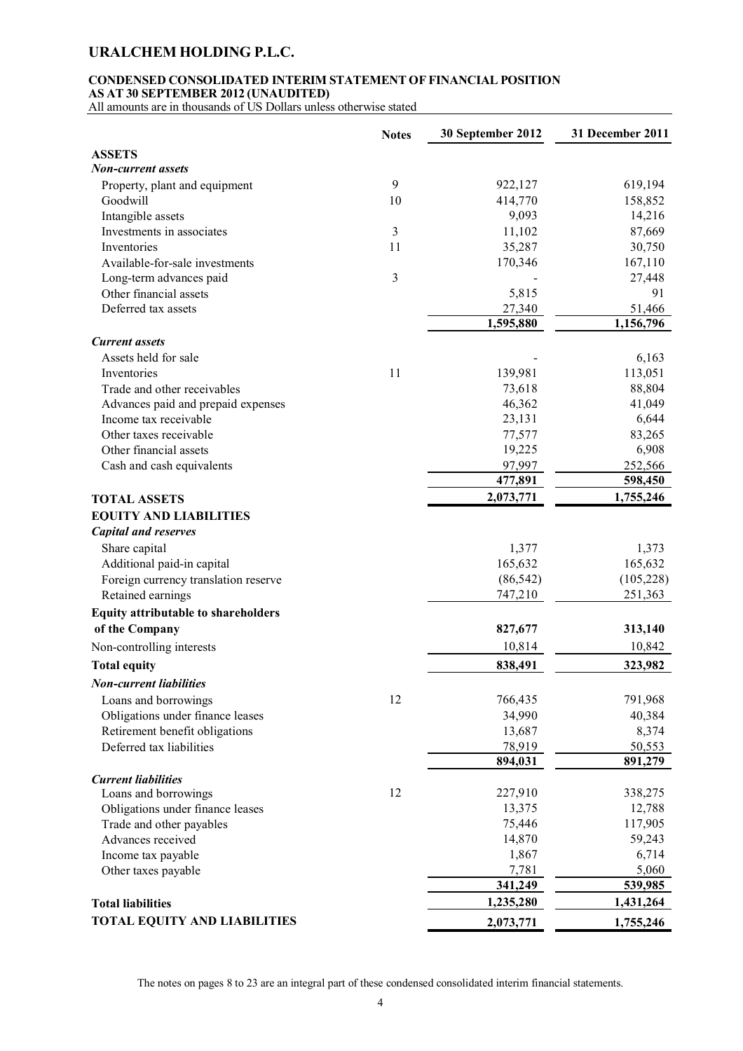# URALCHEM HOLDING P.L.C.

**CONDENSED CONSOLIDATED INTERIM STATEMENT OF FINANCIAL POSITION**
**AS AT 30 SEPTEMBER 2012 (UNAUDITED)**
All amounts are in thousands of US Dollars unless otherwise stated

| | Notes | 30 September 2012 | 31 December 2011 |
|---|---|---|---|
| **ASSETS** | | | |
| ***Non-current assets*** | | | |
| Property, plant and equipment | 9 | 922,127 | 619,194 |
| Goodwill | 10 | 414,770 | 158,852 |
| Intangible assets | | 9,093 | 14,216 |
| Investments in associates | 3 | 11,102 | 87,669 |
| Inventories | 11 | 35,287 | 30,750 |
| Available-for-sale investments | | 170,346 | 167,110 |
| Long-term advances paid | 3 | - | 27,448 |
| Other financial assets | | 5,815 | 91 |
| Deferred tax assets | | 27,340 | 51,466 |
| | | **1,595,880** | **1,156,796** |
| ***Current assets*** | | | |
| Assets held for sale | | - | 6,163 |
| Inventories | 11 | 139,981 | 113,051 |
| Trade and other receivables | | 73,618 | 88,804 |
| Advances paid and prepaid expenses | | 46,362 | 41,049 |
| Income tax receivable | | 23,131 | 6,644 |
| Other taxes receivable | | 77,577 | 83,265 |
| Other financial assets | | 19,225 | 6,908 |
| Cash and cash equivalents | | 97,997 | 252,566 |
| | | **477,891** | **598,450** |
| **TOTAL ASSETS** | | **2,073,771** | **1,755,246** |
| **EQUITY AND LIABILITIES** | | | |
| ***Capital and reserves*** | | | |
| Share capital | | 1,377 | 1,373 |
| Additional paid-in capital | | 165,632 | 165,632 |
| Foreign currency translation reserve | | (86,542) | (105,228) |
| Retained earnings | | 747,210 | 251,363 |
| **Equity attributable to shareholders of the Company** | | **827,677** | **313,140** |
| Non-controlling interests | | 10,814 | 10,842 |
| **Total equity** | | **838,491** | **323,982** |
| ***Non-current liabilities*** | | | |
| Loans and borrowings | 12 | 766,435 | 791,968 |
| Obligations under finance leases | | 34,990 | 40,384 |
| Retirement benefit obligations | | 13,687 | 8,374 |
| Deferred tax liabilities | | 78,919 | 50,553 |
| | | **894,031** | **891,279** |
| ***Current liabilities*** | | | |
| Loans and borrowings | 12 | 227,910 | 338,275 |
| Obligations under finance leases | | 13,375 | 12,788 |
| Trade and other payables | | 75,446 | 117,905 |
| Advances received | | 14,870 | 59,243 |
| Income tax payable | | 1,867 | 6,714 |
| Other taxes payable | | 7,781 | 5,060 |
| | | **341,249** | **539,985** |
| **Total liabilities** | | **1,235,280** | **1,431,264** |
| **TOTAL EQUITY AND LIABILITIES** | | **2,073,771** | **1,755,246** |

The notes on pages 8 to 23 are an integral part of these condensed consolidated interim financial statements.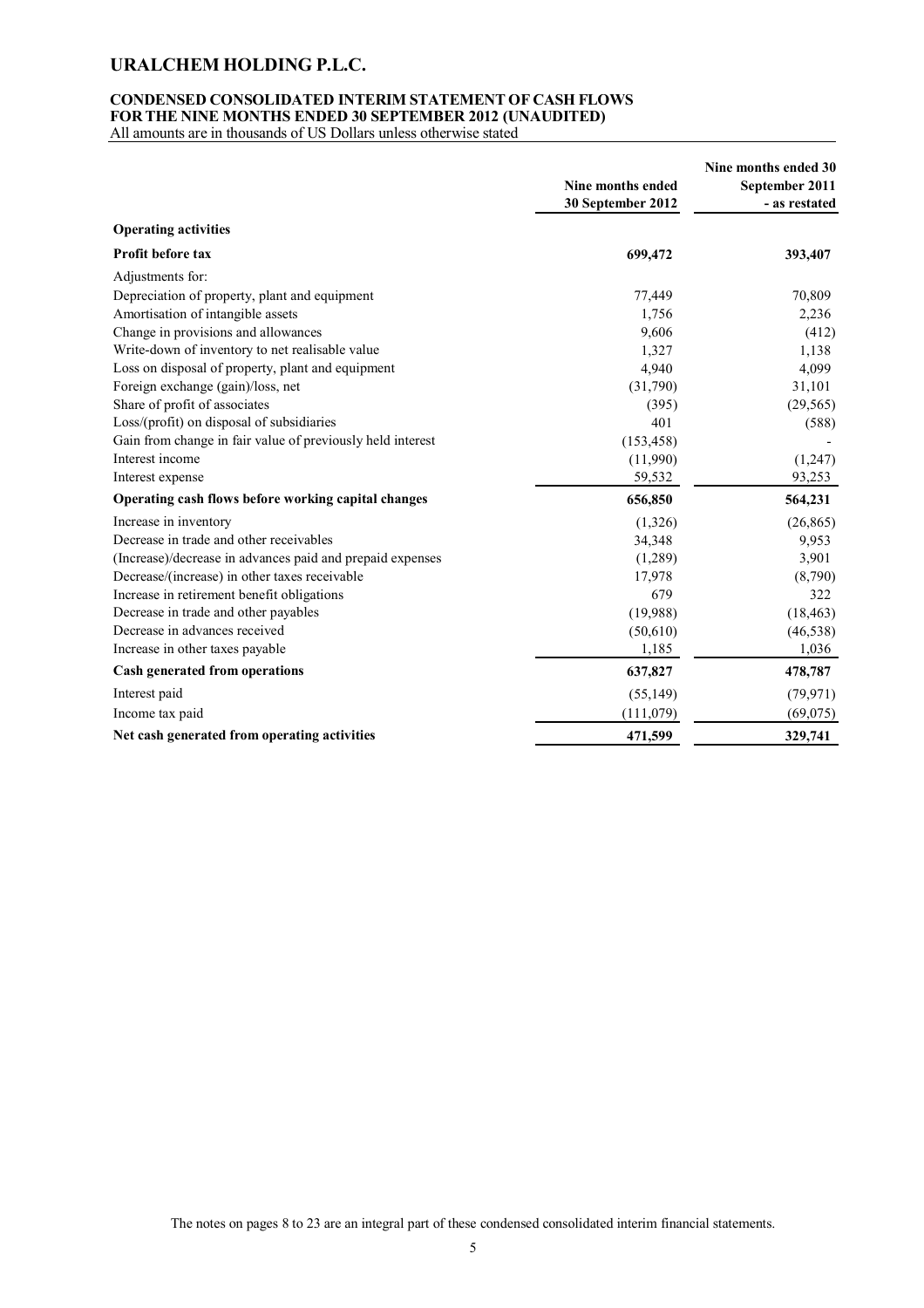# URALCHEM HOLDING P.L.C.

## CONDENSED CONSOLIDATED INTERIM STATEMENT OF CASH FLOWS FOR THE NINE MONTHS ENDED 30 SEPTEMBER 2012 (UNAUDITED)

All amounts are in thousands of US Dollars unless otherwise stated

| | Nine months ended 30 September 2012 | Nine months ended 30 September 2011 - as restated |
|---|---|---|
| **Operating activities** | | |
| **Profit before tax** | **699,472** | **393,407** |
| Adjustments for: | | |
| Depreciation of property, plant and equipment | 77,449 | 70,809 |
| Amortisation of intangible assets | 1,756 | 2,236 |
| Change in provisions and allowances | 9,606 | (412) |
| Write-down of inventory to net realisable value | 1,327 | 1,138 |
| Loss on disposal of property, plant and equipment | 4,940 | 4,099 |
| Foreign exchange (gain)/loss, net | (31,790) | 31,101 |
| Share of profit of associates | (395) | (29,565) |
| Loss/(profit) on disposal of subsidiaries | 401 | (588) |
| Gain from change in fair value of previously held interest | (153,458) | - |
| Interest income | (11,990) | (1,247) |
| Interest expense | 59,532 | 93,253 |
| **Operating cash flows before working capital changes** | **656,850** | **564,231** |
| Increase in inventory | (1,326) | (26,865) |
| Decrease in trade and other receivables | 34,348 | 9,953 |
| (Increase)/decrease in advances paid and prepaid expenses | (1,289) | 3,901 |
| Decrease/(increase) in other taxes receivable | 17,978 | (8,790) |
| Increase in retirement benefit obligations | 679 | 322 |
| Decrease in trade and other payables | (19,988) | (18,463) |
| Decrease in advances received | (50,610) | (46,538) |
| Increase in other taxes payable | 1,185 | 1,036 |
| **Cash generated from operations** | **637,827** | **478,787** |
| Interest paid | (55,149) | (79,971) |
| Income tax paid | (111,079) | (69,075) |
| **Net cash generated from operating activities** | **471,599** | **329,741** |

The notes on pages 8 to 23 are an integral part of these condensed consolidated interim financial statements.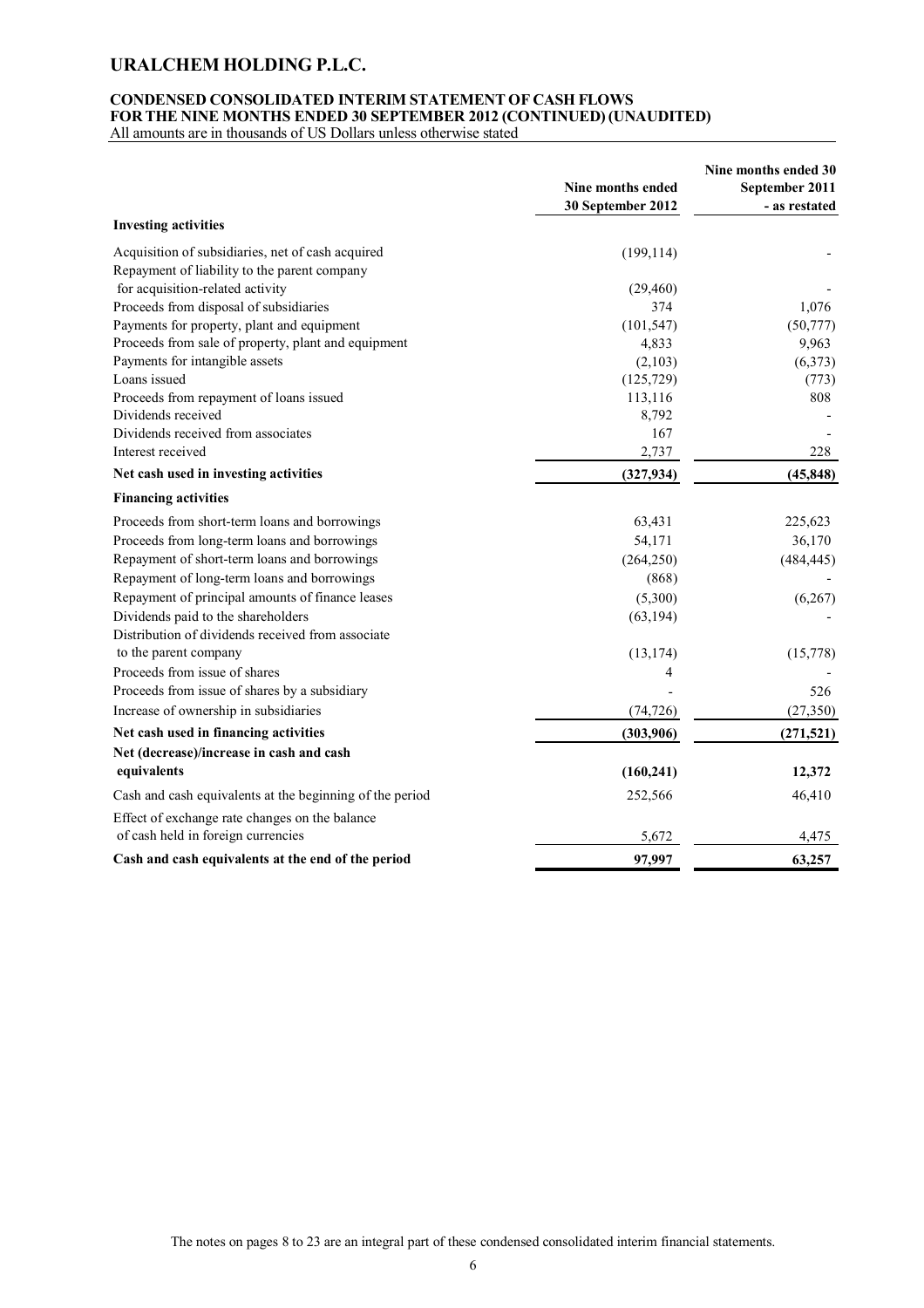# URALCHEM HOLDING P.L.C.

**CONDENSED CONSOLIDATED INTERIM STATEMENT OF CASH FLOWS**
**FOR THE NINE MONTHS ENDED 30 SEPTEMBER 2012 (CONTINUED) (UNAUDITED)**
All amounts are in thousands of US Dollars unless otherwise stated

| | Nine months ended 30 September 2012 | Nine months ended 30 September 2011 - as restated |
|---|---|---|
| **Investing activities** | | |
| Acquisition of subsidiaries, net of cash acquired | (199,114) | - |
| Repayment of liability to the parent company for acquisition-related activity | (29,460) | - |
| Proceeds from disposal of subsidiaries | 374 | 1,076 |
| Payments for property, plant and equipment | (101,547) | (50,777) |
| Proceeds from sale of property, plant and equipment | 4,833 | 9,963 |
| Payments for intangible assets | (2,103) | (6,373) |
| Loans issued | (125,729) | (773) |
| Proceeds from repayment of loans issued | 113,116 | 808 |
| Dividends received | 8,792 | - |
| Dividends received from associates | 167 | - |
| Interest received | 2,737 | 228 |
| **Net cash used in investing activities** | **(327,934)** | **(45,848)** |
| **Financing activities** | | |
| Proceeds from short-term loans and borrowings | 63,431 | 225,623 |
| Proceeds from long-term loans and borrowings | 54,171 | 36,170 |
| Repayment of short-term loans and borrowings | (264,250) | (484,445) |
| Repayment of long-term loans and borrowings | (868) | - |
| Repayment of principal amounts of finance leases | (5,300) | (6,267) |
| Dividends paid to the shareholders | (63,194) | - |
| Distribution of dividends received from associate to the parent company | (13,174) | (15,778) |
| Proceeds from issue of shares | 4 | - |
| Proceeds from issue of shares by a subsidiary | - | 526 |
| Increase of ownership in subsidiaries | (74,726) | (27,350) |
| **Net cash used in financing activities** | **(303,906)** | **(271,521)** |
| **Net (decrease)/increase in cash and cash equivalents** | **(160,241)** | **12,372** |
| Cash and cash equivalents at the beginning of the period | 252,566 | 46,410 |
| Effect of exchange rate changes on the balance of cash held in foreign currencies | 5,672 | 4,475 |
| **Cash and cash equivalents at the end of the period** | **97,997** | **63,257** |

The notes on pages 8 to 23 are an integral part of these condensed consolidated interim financial statements.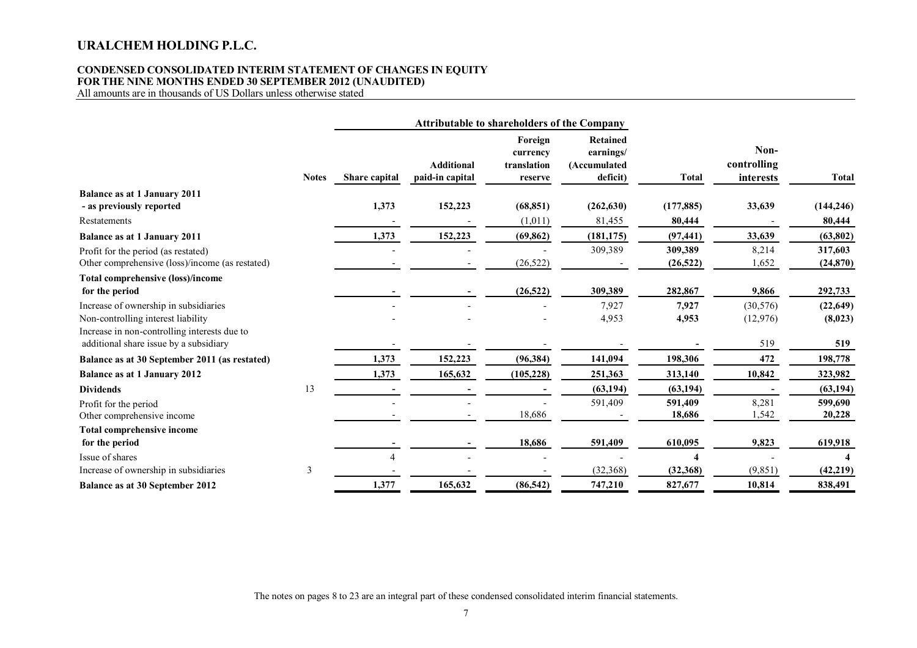# URALCHEM HOLDING P.L.C.

## CONDENSED CONSOLIDATED INTERIM STATEMENT OF CHANGES IN EQUITY FOR THE NINE MONTHS ENDED 30 SEPTEMBER 2012 (UNAUDITED)

All amounts are in thousands of US Dollars unless otherwise stated

| | | Attributable to shareholders of the Company | | | | | | |
|---|---|---|---|---|---|---|---|---|
| | **Notes** | **Share capital** | **Additional paid-in capital** | **Foreign currency translation reserve** | **Retained earnings/ (Accumulated deficit)** | **Total** | **Non-controlling interests** | **Total** |
| **Balance as at 1 January 2011 - as previously reported** | | **1,373** | **152,223** | **(68,851)** | **(262,630)** | **(177,885)** | **33,639** | **(144,246)** |
| Restatements | | - | - | (1,011) | 81,455 | **80,444** | - | **80,444** |
| **Balance as at 1 January 2011** | | **1,373** | **152,223** | **(69,862)** | **(181,175)** | **(97,441)** | **33,639** | **(63,802)** |
| Profit for the period (as restated) | | - | - | - | 309,389 | **309,389** | 8,214 | **317,603** |
| Other comprehensive (loss)/income (as restated) | | - | - | (26,522) | - | **(26,522)** | 1,652 | **(24,870)** |
| **Total comprehensive (loss)/income for the period** | | **-** | **-** | **(26,522)** | **309,389** | **282,867** | **9,866** | **292,733** |
| Increase of ownership in subsidiaries | | - | - | - | 7,927 | **7,927** | (30,576) | **(22,649)** |
| Non-controlling interest liability | | - | - | - | 4,953 | **4,953** | (12,976) | **(8,023)** |
| Increase in non-controlling interests due to additional share issue by a subsidiary | | - | - | - | - | **-** | 519 | **519** |
| **Balance as at 30 September 2011 (as restated)** | | **1,373** | **152,223** | **(96,384)** | **141,094** | **198,306** | **472** | **198,778** |
| **Balance as at 1 January 2012** | | **1,373** | **165,632** | **(105,228)** | **251,363** | **313,140** | **10,842** | **323,982** |
| **Dividends** | 13 | **-** | **-** | **-** | **(63,194)** | **(63,194)** | **-** | **(63,194)** |
| Profit for the period | | - | - | - | 591,409 | **591,409** | 8,281 | **599,690** |
| Other comprehensive income | | - | - | 18,686 | - | **18,686** | 1,542 | **20,228** |
| **Total comprehensive income for the period** | | **-** | **-** | **18,686** | **591,409** | **610,095** | **9,823** | **619,918** |
| Issue of shares | | 4 | - | - | - | **4** | - | **4** |
| Increase of ownership in subsidiaries | 3 | - | - | - | (32,368) | **(32,368)** | (9,851) | **(42,219)** |
| **Balance as at 30 September 2012** | | **1,377** | **165,632** | **(86,542)** | **747,210** | **827,677** | **10,814** | **838,491** |

The notes on pages 8 to 23 are an integral part of these condensed consolidated interim financial statements.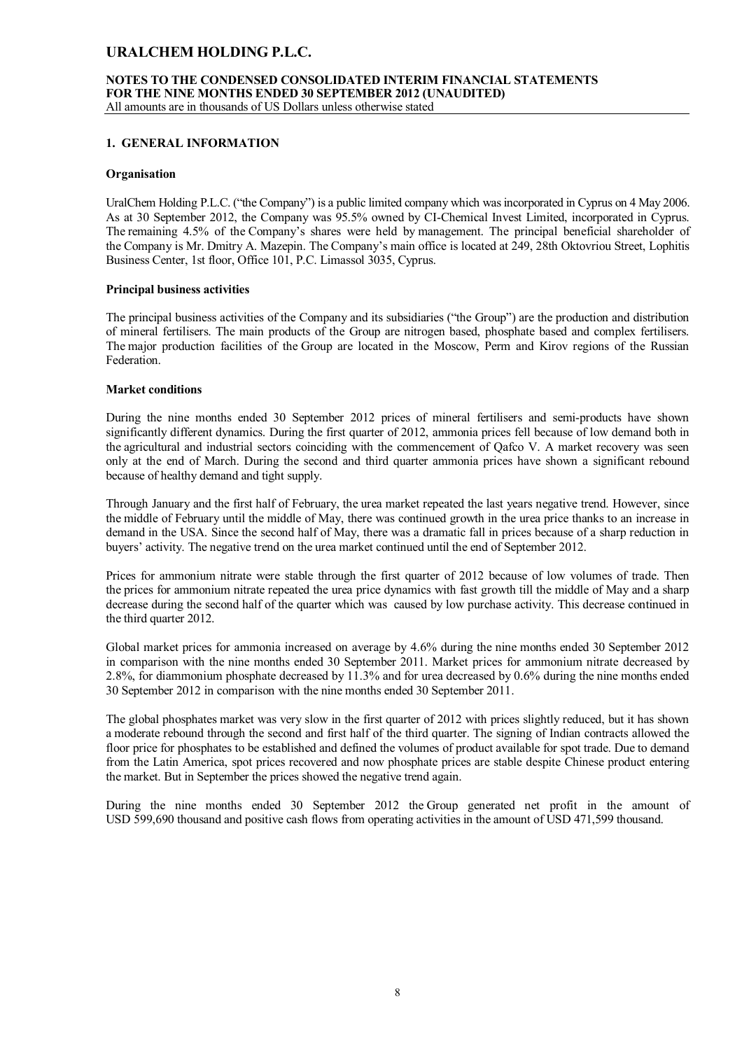# URALCHEM HOLDING P.L.C.

**NOTES TO THE CONDENSED CONSOLIDATED INTERIM FINANCIAL STATEMENTS FOR THE NINE MONTHS ENDED 30 SEPTEMBER 2012 (UNAUDITED)**
All amounts are in thousands of US Dollars unless otherwise stated

## 1. GENERAL INFORMATION

### Organisation

UralChem Holding P.L.C. ("the Company") is a public limited company which was incorporated in Cyprus on 4 May 2006. As at 30 September 2012, the Company was 95.5% owned by CI-Chemical Invest Limited, incorporated in Cyprus. The remaining 4.5% of the Company's shares were held by management. The principal beneficial shareholder of the Company is Mr. Dmitry A. Mazepin. The Company's main office is located at 249, 28th Oktovriou Street, Lophitis Business Center, 1st floor, Office 101, P.C. Limassol 3035, Cyprus.

### Principal business activities

The principal business activities of the Company and its subsidiaries ("the Group") are the production and distribution of mineral fertilisers. The main products of the Group are nitrogen based, phosphate based and complex fertilisers. The major production facilities of the Group are located in the Moscow, Perm and Kirov regions of the Russian Federation.

### Market conditions

During the nine months ended 30 September 2012 prices of mineral fertilisers and semi-products have shown significantly different dynamics. During the first quarter of 2012, ammonia prices fell because of low demand both in the agricultural and industrial sectors coinciding with the commencement of Qafco V. A market recovery was seen only at the end of March. During the second and third quarter ammonia prices have shown a significant rebound because of healthy demand and tight supply.

Through January and the first half of February, the urea market repeated the last years negative trend. However, since the middle of February until the middle of May, there was continued growth in the urea price thanks to an increase in demand in the USA. Since the second half of May, there was a dramatic fall in prices because of a sharp reduction in buyers' activity. The negative trend on the urea market continued until the end of September 2012.

Prices for ammonium nitrate were stable through the first quarter of 2012 because of low volumes of trade. Then the prices for ammonium nitrate repeated the urea price dynamics with fast growth till the middle of May and a sharp decrease during the second half of the quarter which was caused by low purchase activity. This decrease continued in the third quarter 2012.

Global market prices for ammonia increased on average by 4.6% during the nine months ended 30 September 2012 in comparison with the nine months ended 30 September 2011. Market prices for ammonium nitrate decreased by 2.8%, for diammonium phosphate decreased by 11.3% and for urea decreased by 0.6% during the nine months ended 30 September 2012 in comparison with the nine months ended 30 September 2011.

The global phosphates market was very slow in the first quarter of 2012 with prices slightly reduced, but it has shown a moderate rebound through the second and first half of the third quarter. The signing of Indian contracts allowed the floor price for phosphates to be established and defined the volumes of product available for spot trade. Due to demand from the Latin America, spot prices recovered and now phosphate prices are stable despite Chinese product entering the market. But in September the prices showed the negative trend again.

During the nine months ended 30 September 2012 the Group generated net profit in the amount of USD 599,690 thousand and positive cash flows from operating activities in the amount of USD 471,599 thousand.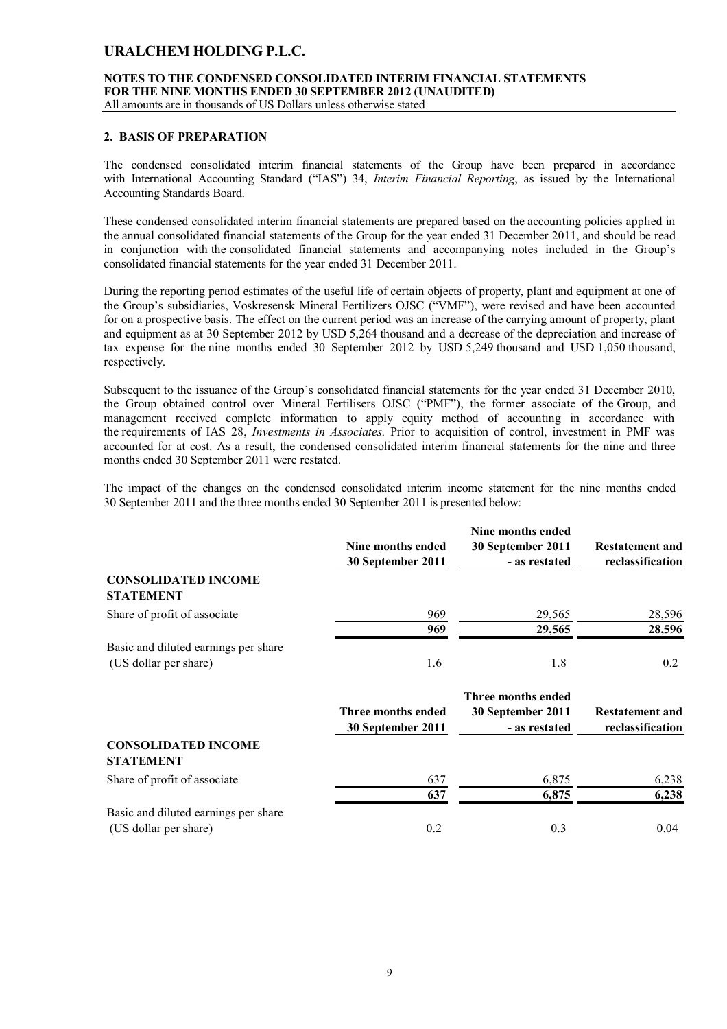## 2. BASIS OF PREPARATION

The condensed consolidated interim financial statements of the Group have been prepared in accordance with International Accounting Standard ("IAS") 34, *Interim Financial Reporting*, as issued by the International Accounting Standards Board.

These condensed consolidated interim financial statements are prepared based on the accounting policies applied in the annual consolidated financial statements of the Group for the year ended 31 December 2011, and should be read in conjunction with the consolidated financial statements and accompanying notes included in the Group's consolidated financial statements for the year ended 31 December 2011.

During the reporting period estimates of the useful life of certain objects of property, plant and equipment at one of the Group's subsidiaries, Voskresensk Mineral Fertilizers OJSC ("VMF"), were revised and have been accounted for on a prospective basis. The effect on the current period was an increase of the carrying amount of property, plant and equipment as at 30 September 2012 by USD 5,264 thousand and a decrease of the depreciation and increase of tax expense for the nine months ended 30 September 2012 by USD 5,249 thousand and USD 1,050 thousand, respectively.

Subsequent to the issuance of the Group's consolidated financial statements for the year ended 31 December 2010, the Group obtained control over Mineral Fertilisers OJSC ("PMF"), the former associate of the Group, and management received complete information to apply equity method of accounting in accordance with the requirements of IAS 28, *Investments in Associates*. Prior to acquisition of control, investment in PMF was accounted for at cost. As a result, the condensed consolidated interim financial statements for the nine and three months ended 30 September 2011 were restated.

The impact of the changes on the condensed consolidated interim income statement for the nine months ended 30 September 2011 and the three months ended 30 September 2011 is presented below:

| | Nine months ended 30 September 2011 | Nine months ended 30 September 2011 - as restated | Restatement and reclassification |
|---|---|---|---|
| **CONSOLIDATED INCOME STATEMENT** | | | |
| Share of profit of associate | 969 | 29,565 | 28,596 |
| | **969** | **29,565** | **28,596** |
| Basic and diluted earnings per share (US dollar per share) | 1.6 | 1.8 | 0.2 |

| | Three months ended 30 September 2011 | Three months ended 30 September 2011 - as restated | Restatement and reclassification |
|---|---|---|---|
| **CONSOLIDATED INCOME STATEMENT** | | | |
| Share of profit of associate | 637 | 6,875 | 6,238 |
| | **637** | **6,875** | **6,238** |
| Basic and diluted earnings per share (US dollar per share) | 0.2 | 0.3 | 0.04 |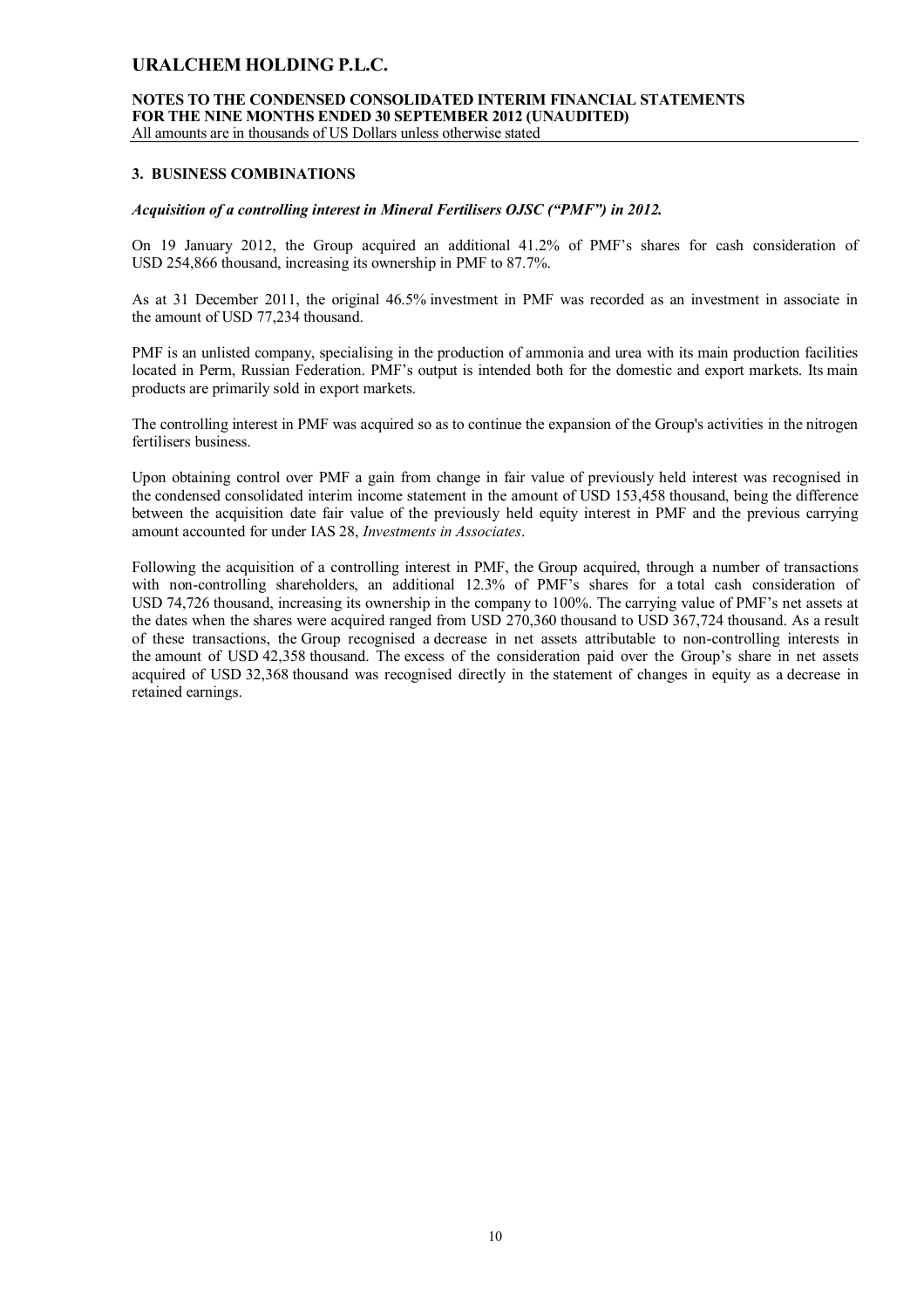### 3. BUSINESS COMBINATIONS

***Acquisition of a controlling interest in Mineral Fertilisers OJSC ("PMF") in 2012.***

On 19 January 2012, the Group acquired an additional 41.2% of PMF's shares for cash consideration of USD 254,866 thousand, increasing its ownership in PMF to 87.7%.

As at 31 December 2011, the original 46.5% investment in PMF was recorded as an investment in associate in the amount of USD 77,234 thousand.

PMF is an unlisted company, specialising in the production of ammonia and urea with its main production facilities located in Perm, Russian Federation. PMF's output is intended both for the domestic and export markets. Its main products are primarily sold in export markets.

The controlling interest in PMF was acquired so as to continue the expansion of the Group's activities in the nitrogen fertilisers business.

Upon obtaining control over PMF a gain from change in fair value of previously held interest was recognised in the condensed consolidated interim income statement in the amount of USD 153,458 thousand, being the difference between the acquisition date fair value of the previously held equity interest in PMF and the previous carrying amount accounted for under IAS 28, *Investments in Associates*.

Following the acquisition of a controlling interest in PMF, the Group acquired, through a number of transactions with non-controlling shareholders, an additional 12.3% of PMF's shares for a total cash consideration of USD 74,726 thousand, increasing its ownership in the company to 100%. The carrying value of PMF's net assets at the dates when the shares were acquired ranged from USD 270,360 thousand to USD 367,724 thousand. As a result of these transactions, the Group recognised a decrease in net assets attributable to non-controlling interests in the amount of USD 42,358 thousand. The excess of the consideration paid over the Group's share in net assets acquired of USD 32,368 thousand was recognised directly in the statement of changes in equity as a decrease in retained earnings.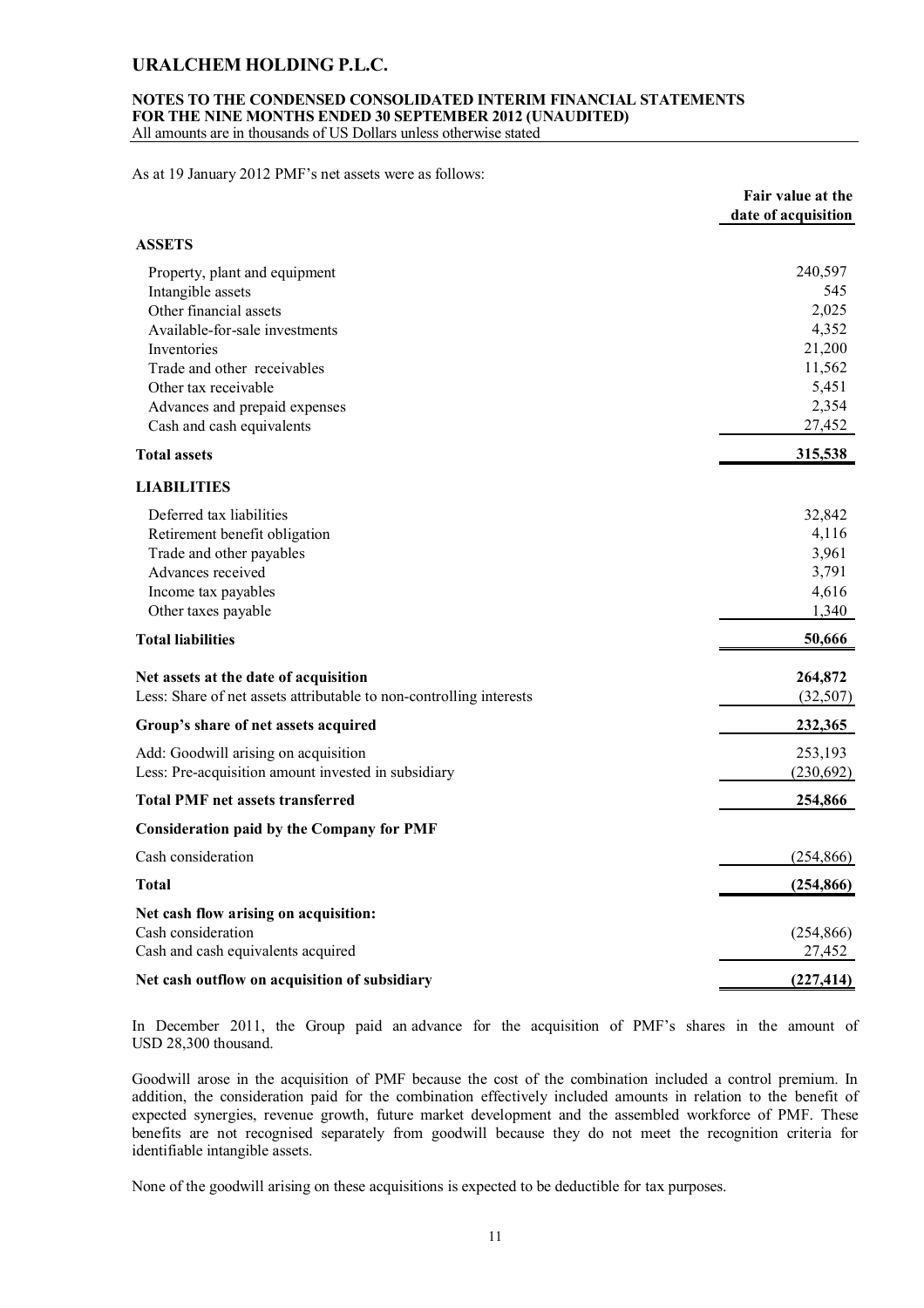As at 19 January 2012 PMF's net assets were as follows:

| | Fair value at the date of acquisition |
|---|---|
| **ASSETS** | |
| Property, plant and equipment | 240,597 |
| Intangible assets | 545 |
| Other financial assets | 2,025 |
| Available-for-sale investments | 4,352 |
| Inventories | 21,200 |
| Trade and other receivables | 11,562 |
| Other tax receivable | 5,451 |
| Advances and prepaid expenses | 2,354 |
| Cash and cash equivalents | 27,452 |
| **Total assets** | **315,538** |
| **LIABILITIES** | |
| Deferred tax liabilities | 32,842 |
| Retirement benefit obligation | 4,116 |
| Trade and other payables | 3,961 |
| Advances received | 3,791 |
| Income tax payables | 4,616 |
| Other taxes payable | 1,340 |
| **Total liabilities** | **50,666** |
| **Net assets at the date of acquisition** | **264,872** |
| Less: Share of net assets attributable to non-controlling interests | (32,507) |
| **Group's share of net assets acquired** | **232,365** |
| Add: Goodwill arising on acquisition | 253,193 |
| Less: Pre-acquisition amount invested in subsidiary | (230,692) |
| **Total PMF net assets transferred** | **254,866** |
| **Consideration paid by the Company for PMF** | |
| Cash consideration | (254,866) |
| **Total** | **(254,866)** |
| **Net cash flow arising on acquisition:** | |
| Cash consideration | (254,866) |
| Cash and cash equivalents acquired | 27,452 |
| **Net cash outflow on acquisition of subsidiary** | **(227,414)** |

In December 2011, the Group paid an advance for the acquisition of PMF's shares in the amount of USD 28,300 thousand.

Goodwill arose in the acquisition of PMF because the cost of the combination included a control premium. In addition, the consideration paid for the combination effectively included amounts in relation to the benefit of expected synergies, revenue growth, future market development and the assembled workforce of PMF. These benefits are not recognised separately from goodwill because they do not meet the recognition criteria for identifiable intangible assets.

None of the goodwill arising on these acquisitions is expected to be deductible for tax purposes.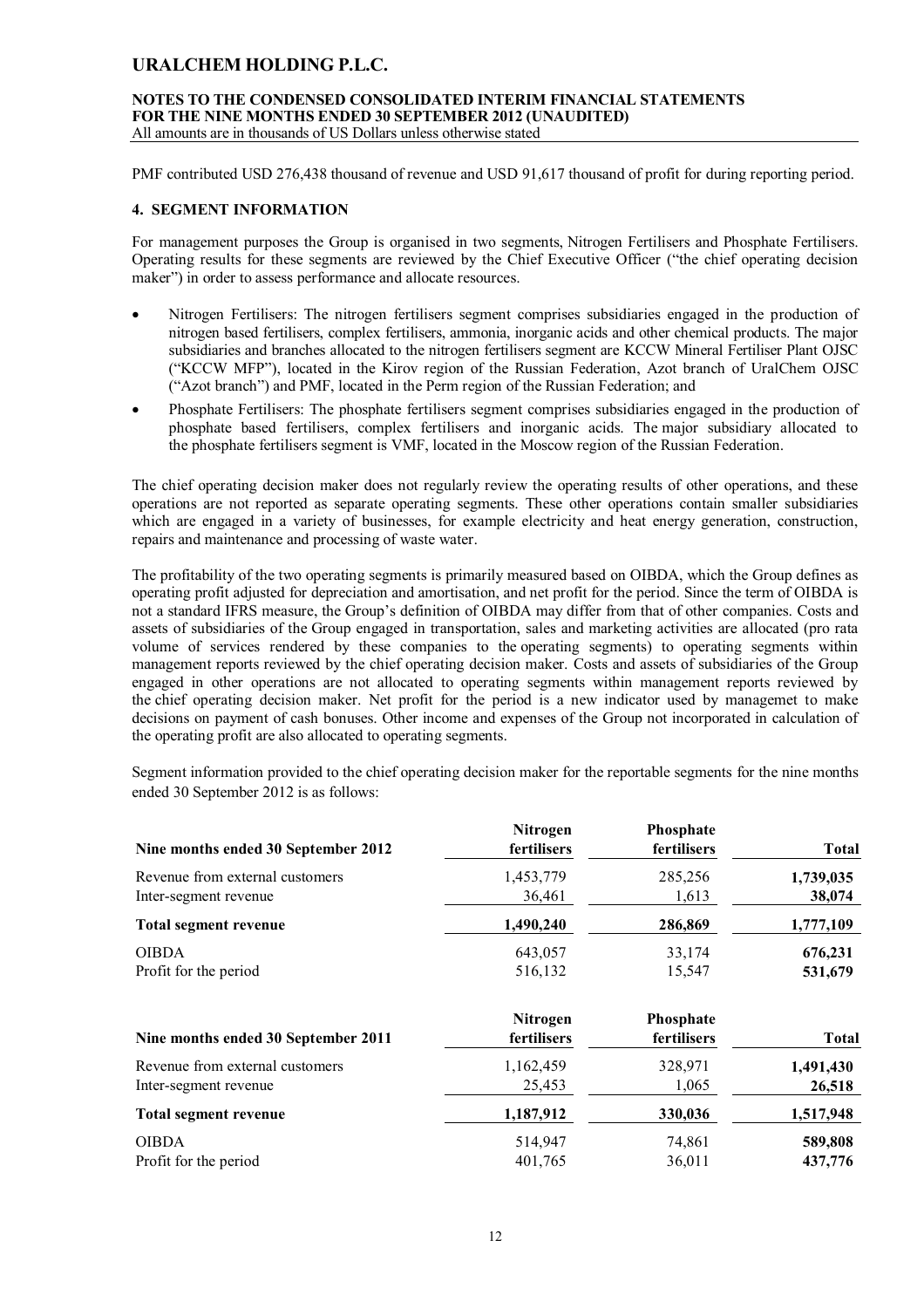# URALCHEM HOLDING P.L.C.

**NOTES TO THE CONDENSED CONSOLIDATED INTERIM FINANCIAL STATEMENTS FOR THE NINE MONTHS ENDED 30 SEPTEMBER 2012 (UNAUDITED)**
All amounts are in thousands of US Dollars unless otherwise stated

PMF contributed USD 276,438 thousand of revenue and USD 91,617 thousand of profit for during reporting period.

## 4. SEGMENT INFORMATION

For management purposes the Group is organised in two segments, Nitrogen Fertilisers and Phosphate Fertilisers. Operating results for these segments are reviewed by the Chief Executive Officer ("the chief operating decision maker") in order to assess performance and allocate resources.

- Nitrogen Fertilisers: The nitrogen fertilisers segment comprises subsidiaries engaged in the production of nitrogen based fertilisers, complex fertilisers, ammonia, inorganic acids and other chemical products. The major subsidiaries and branches allocated to the nitrogen fertilisers segment are KCCW Mineral Fertiliser Plant OJSC ("KCCW MFP"), located in the Kirov region of the Russian Federation, Azot branch of UralChem OJSC ("Azot branch") and PMF, located in the Perm region of the Russian Federation; and
- Phosphate Fertilisers: The phosphate fertilisers segment comprises subsidiaries engaged in the production of phosphate based fertilisers, complex fertilisers and inorganic acids. The major subsidiary allocated to the phosphate fertilisers segment is VMF, located in the Moscow region of the Russian Federation.

The chief operating decision maker does not regularly review the operating results of other operations, and these operations are not reported as separate operating segments. These other operations contain smaller subsidiaries which are engaged in a variety of businesses, for example electricity and heat energy generation, construction, repairs and maintenance and processing of waste water.

The profitability of the two operating segments is primarily measured based on OIBDA, which the Group defines as operating profit adjusted for depreciation and amortisation, and net profit for the period. Since the term of OIBDA is not a standard IFRS measure, the Group's definition of OIBDA may differ from that of other companies. Costs and assets of subsidiaries of the Group engaged in transportation, sales and marketing activities are allocated (pro rata volume of services rendered by these companies to the operating segments) to operating segments within management reports reviewed by the chief operating decision maker. Costs and assets of subsidiaries of the Group engaged in other operations are not allocated to operating segments within management reports reviewed by the chief operating decision maker. Net profit for the period is a new indicator used by managemet to make decisions on payment of cash bonuses. Other income and expenses of the Group not incorporated in calculation of the operating profit are also allocated to operating segments.

Segment information provided to the chief operating decision maker for the reportable segments for the nine months ended 30 September 2012 is as follows:

| Nine months ended 30 September 2012 | Nitrogen fertilisers | Phosphate fertilisers | Total |
|---|---|---|---|
| Revenue from external customers | 1,453,779 | 285,256 | **1,739,035** |
| Inter-segment revenue | 36,461 | 1,613 | **38,074** |
| **Total segment revenue** | **1,490,240** | **286,869** | **1,777,109** |
| OIBDA | 643,057 | 33,174 | **676,231** |
| Profit for the period | 516,132 | 15,547 | **531,679** |

| Nine months ended 30 September 2011 | Nitrogen fertilisers | Phosphate fertilisers | Total |
|---|---|---|---|
| Revenue from external customers | 1,162,459 | 328,971 | **1,491,430** |
| Inter-segment revenue | 25,453 | 1,065 | **26,518** |
| **Total segment revenue** | **1,187,912** | **330,036** | **1,517,948** |
| OIBDA | 514,947 | 74,861 | **589,808** |
| Profit for the period | 401,765 | 36,011 | **437,776** |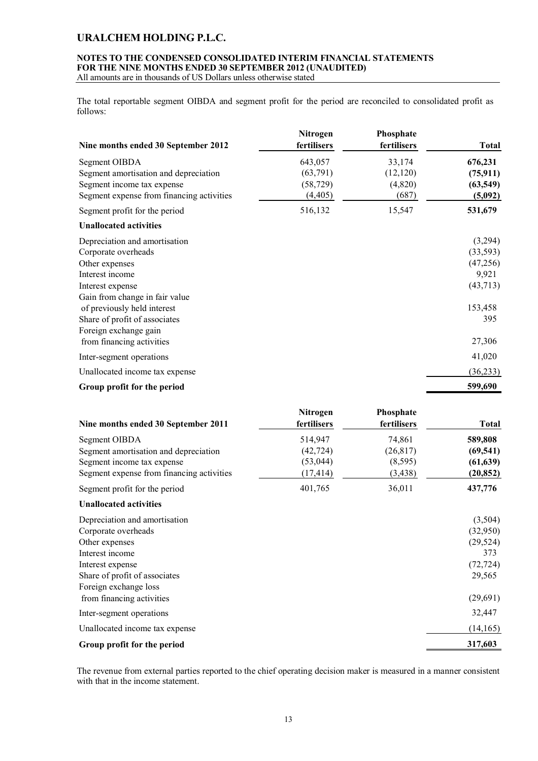# URALCHEM HOLDING P.L.C.

**NOTES TO THE CONDENSED CONSOLIDATED INTERIM FINANCIAL STATEMENTS FOR THE NINE MONTHS ENDED 30 SEPTEMBER 2012 (UNAUDITED)**

All amounts are in thousands of US Dollars unless otherwise stated

The total reportable segment OIBDA and segment profit for the period are reconciled to consolidated profit as follows:

| Nine months ended 30 September 2012 | Nitrogen fertilisers | Phosphate fertilisers | Total |
|---|---|---|---|
| Segment OIBDA | 643,057 | 33,174 | **676,231** |
| Segment amortisation and depreciation | (63,791) | (12,120) | **(75,911)** |
| Segment income tax expense | (58,729) | (4,820) | **(63,549)** |
| Segment expense from financing activities | (4,405) | (687) | **(5,092)** |
| Segment profit for the period | 516,132 | 15,547 | **531,679** |
| **Unallocated activities** | | | |
| Depreciation and amortisation | | | (3,294) |
| Corporate overheads | | | (33,593) |
| Other expenses | | | (47,256) |
| Interest income | | | 9,921 |
| Interest expense | | | (43,713) |
| Gain from change in fair value of previously held interest | | | 153,458 |
| Share of profit of associates | | | 395 |
| Foreign exchange gain from financing activities | | | 27,306 |
| Inter-segment operations | | | 41,020 |
| Unallocated income tax expense | | | (36,233) |
| **Group profit for the period** | | | **599,690** |

| Nine months ended 30 September 2011 | Nitrogen fertilisers | Phosphate fertilisers | Total |
|---|---|---|---|
| Segment OIBDA | 514,947 | 74,861 | **589,808** |
| Segment amortisation and depreciation | (42,724) | (26,817) | **(69,541)** |
| Segment income tax expense | (53,044) | (8,595) | **(61,639)** |
| Segment expense from financing activities | (17,414) | (3,438) | **(20,852)** |
| Segment profit for the period | 401,765 | 36,011 | **437,776** |
| **Unallocated activities** | | | |
| Depreciation and amortisation | | | (3,504) |
| Corporate overheads | | | (32,950) |
| Other expenses | | | (29,524) |
| Interest income | | | 373 |
| Interest expense | | | (72,724) |
| Share of profit of associates | | | 29,565 |
| Foreign exchange loss from financing activities | | | (29,691) |
| Inter-segment operations | | | 32,447 |
| Unallocated income tax expense | | | (14,165) |
| **Group profit for the period** | | | **317,603** |

The revenue from external parties reported to the chief operating decision maker is measured in a manner consistent with that in the income statement.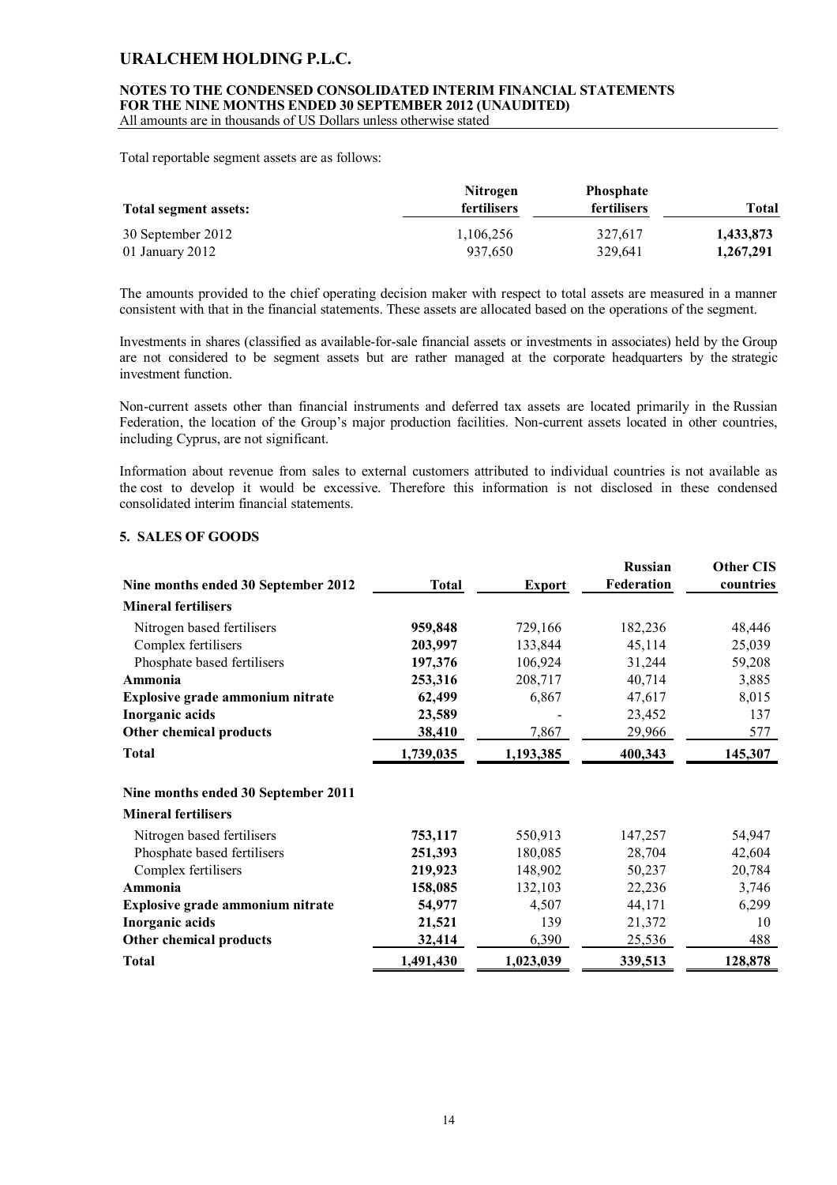Total reportable segment assets are as follows:

| Total segment assets: | Nitrogen fertilisers | Phosphate fertilisers | Total |
|---|---|---|---|
| 30 September 2012 | 1,106,256 | 327,617 | **1,433,873** |
| 01 January 2012 | 937,650 | 329,641 | **1,267,291** |

The amounts provided to the chief operating decision maker with respect to total assets are measured in a manner consistent with that in the financial statements. These assets are allocated based on the operations of the segment.

Investments in shares (classified as available-for-sale financial assets or investments in associates) held by the Group are not considered to be segment assets but are rather managed at the corporate headquarters by the strategic investment function.

Non-current assets other than financial instruments and deferred tax assets are located primarily in the Russian Federation, the location of the Group's major production facilities. Non-current assets located in other countries, including Cyprus, are not significant.

Information about revenue from sales to external customers attributed to individual countries is not available as the cost to develop it would be excessive. Therefore this information is not disclosed in these condensed consolidated interim financial statements.

## 5. SALES OF GOODS

| Nine months ended 30 September 2012 | Total | Export | Russian Federation | Other CIS countries |
|---|---|---|---|---|
| **Mineral fertilisers** | | | | |
| Nitrogen based fertilisers | **959,848** | 729,166 | 182,236 | 48,446 |
| Complex fertilisers | **203,997** | 133,844 | 45,114 | 25,039 |
| Phosphate based fertilisers | **197,376** | 106,924 | 31,244 | 59,208 |
| **Ammonia** | **253,316** | 208,717 | 40,714 | 3,885 |
| **Explosive grade ammonium nitrate** | **62,499** | 6,867 | 47,617 | 8,015 |
| **Inorganic acids** | **23,589** | - | 23,452 | 137 |
| **Other chemical products** | **38,410** | 7,867 | 29,966 | 577 |
| **Total** | **1,739,035** | **1,193,385** | **400,343** | **145,307** |
| **Nine months ended 30 September 2011** | | | | |
| **Mineral fertilisers** | | | | |
| Nitrogen based fertilisers | **753,117** | 550,913 | 147,257 | 54,947 |
| Phosphate based fertilisers | **251,393** | 180,085 | 28,704 | 42,604 |
| Complex fertilisers | **219,923** | 148,902 | 50,237 | 20,784 |
| **Ammonia** | **158,085** | 132,103 | 22,236 | 3,746 |
| **Explosive grade ammonium nitrate** | **54,977** | 4,507 | 44,171 | 6,299 |
| **Inorganic acids** | **21,521** | 139 | 21,372 | 10 |
| **Other chemical products** | **32,414** | 6,390 | 25,536 | 488 |
| **Total** | **1,491,430** | **1,023,039** | **339,513** | **128,878** |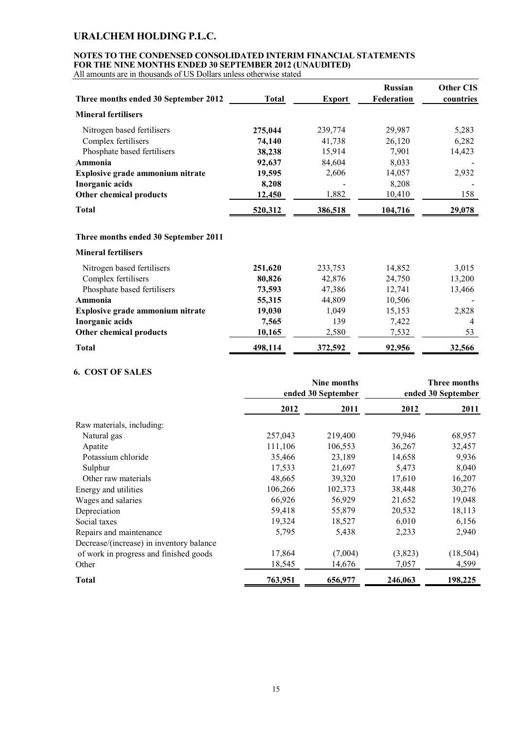# URALCHEM HOLDING P.L.C.

**NOTES TO THE CONDENSED CONSOLIDATED INTERIM FINANCIAL STATEMENTS FOR THE NINE MONTHS ENDED 30 SEPTEMBER 2012 (UNAUDITED)**

All amounts are in thousands of US Dollars unless otherwise stated

| Three months ended 30 September 2012 | Total | Export | Russian Federation | Other CIS countries |
|---|---|---|---|---|
| **Mineral fertilisers** | | | | |
| Nitrogen based fertilisers | **275,044** | 239,774 | 29,987 | 5,283 |
| Complex fertilisers | **74,140** | 41,738 | 26,120 | 6,282 |
| Phosphate based fertilisers | **38,238** | 15,914 | 7,901 | 14,423 |
| **Ammonia** | **92,637** | 84,604 | 8,033 | - |
| **Explosive grade ammonium nitrate** | **19,595** | 2,606 | 14,057 | 2,932 |
| **Inorganic acids** | **8,208** | - | 8,208 | - |
| **Other chemical products** | **12,450** | 1,882 | 10,410 | 158 |
| **Total** | **520,312** | **386,518** | **104,716** | **29,078** |
| | | | | |
| **Three months ended 30 September 2011** | | | | |
| **Mineral fertilisers** | | | | |
| Nitrogen based fertilisers | **251,620** | 233,753 | 14,852 | 3,015 |
| Complex fertilisers | **80,826** | 42,876 | 24,750 | 13,200 |
| Phosphate based fertilisers | **73,593** | 47,386 | 12,741 | 13,466 |
| **Ammonia** | **55,315** | 44,809 | 10,506 | - |
| **Explosive grade ammonium nitrate** | **19,030** | 1,049 | 15,153 | 2,828 |
| **Inorganic acids** | **7,565** | 139 | 7,422 | 4 |
| **Other chemical products** | **10,165** | 2,580 | 7,532 | 53 |
| **Total** | **498,114** | **372,592** | **92,956** | **32,566** |

## 6. COST OF SALES

| | Nine months ended 30 September | | Three months ended 30 September | |
|---|---|---|---|---|
| | **2012** | **2011** | **2012** | **2011** |
| Raw materials, including: | | | | |
| Natural gas | 257,043 | 219,400 | 79,946 | 68,957 |
| Apatite | 111,106 | 106,553 | 36,267 | 32,457 |
| Potassium chloride | 35,466 | 23,189 | 14,658 | 9,936 |
| Sulphur | 17,533 | 21,697 | 5,473 | 8,040 |
| Other raw materials | 48,665 | 39,320 | 17,610 | 16,207 |
| Energy and utilities | 106,266 | 102,373 | 38,448 | 30,276 |
| Wages and salaries | 66,926 | 56,929 | 21,652 | 19,048 |
| Depreciation | 59,418 | 55,879 | 20,532 | 18,113 |
| Social taxes | 19,324 | 18,527 | 6,010 | 6,156 |
| Repairs and maintenance | 5,795 | 5,438 | 2,233 | 2,940 |
| Decrease/(increase) in inventory balance of work in progress and finished goods | 17,864 | (7,004) | (3,823) | (18,504) |
| Other | 18,545 | 14,676 | 7,057 | 4,599 |
| **Total** | **763,951** | **656,977** | **246,063** | **198,225** |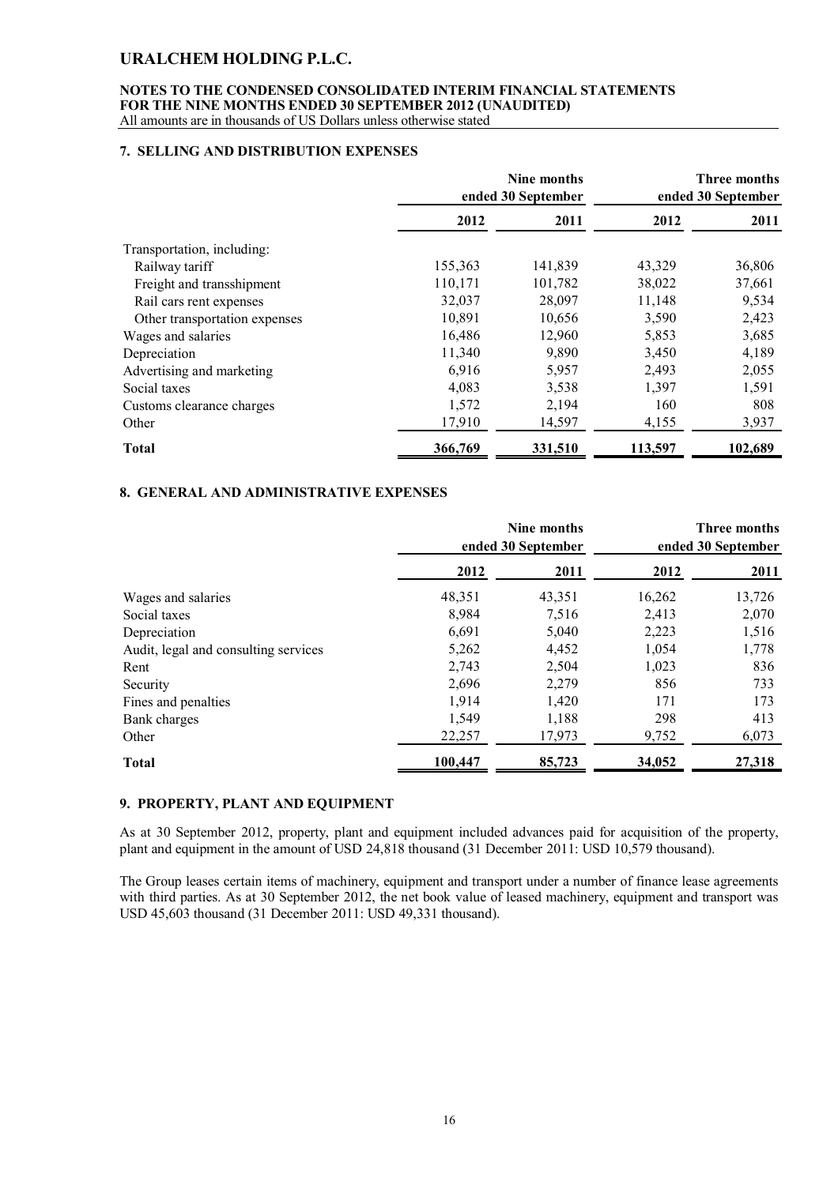# URALCHEM HOLDING P.L.C.

**NOTES TO THE CONDENSED CONSOLIDATED INTERIM FINANCIAL STATEMENTS FOR THE NINE MONTHS ENDED 30 SEPTEMBER 2012 (UNAUDITED)**
All amounts are in thousands of US Dollars unless otherwise stated

## 7. SELLING AND DISTRIBUTION EXPENSES

| | Nine months ended 30 September | | Three months ended 30 September | |
|---|---|---|---|---|
| | **2012** | **2011** | **2012** | **2011** |
| Transportation, including: | | | | |
| Railway tariff | 155,363 | 141,839 | 43,329 | 36,806 |
| Freight and transshipment | 110,171 | 101,782 | 38,022 | 37,661 |
| Rail cars rent expenses | 32,037 | 28,097 | 11,148 | 9,534 |
| Other transportation expenses | 10,891 | 10,656 | 3,590 | 2,423 |
| Wages and salaries | 16,486 | 12,960 | 5,853 | 3,685 |
| Depreciation | 11,340 | 9,890 | 3,450 | 4,189 |
| Advertising and marketing | 6,916 | 5,957 | 2,493 | 2,055 |
| Social taxes | 4,083 | 3,538 | 1,397 | 1,591 |
| Customs clearance charges | 1,572 | 2,194 | 160 | 808 |
| Other | 17,910 | 14,597 | 4,155 | 3,937 |
| **Total** | **366,769** | **331,510** | **113,597** | **102,689** |

## 8. GENERAL AND ADMINISTRATIVE EXPENSES

| | Nine months ended 30 September | | Three months ended 30 September | |
|---|---|---|---|---|
| | **2012** | **2011** | **2012** | **2011** |
| Wages and salaries | 48,351 | 43,351 | 16,262 | 13,726 |
| Social taxes | 8,984 | 7,516 | 2,413 | 2,070 |
| Depreciation | 6,691 | 5,040 | 2,223 | 1,516 |
| Audit, legal and consulting services | 5,262 | 4,452 | 1,054 | 1,778 |
| Rent | 2,743 | 2,504 | 1,023 | 836 |
| Security | 2,696 | 2,279 | 856 | 733 |
| Fines and penalties | 1,914 | 1,420 | 171 | 173 |
| Bank charges | 1,549 | 1,188 | 298 | 413 |
| Other | 22,257 | 17,973 | 9,752 | 6,073 |
| **Total** | **100,447** | **85,723** | **34,052** | **27,318** |

## 9. PROPERTY, PLANT AND EQUIPMENT

As at 30 September 2012, property, plant and equipment included advances paid for acquisition of the property, plant and equipment in the amount of USD 24,818 thousand (31 December 2011: USD 10,579 thousand).

The Group leases certain items of machinery, equipment and transport under a number of finance lease agreements with third parties. As at 30 September 2012, the net book value of leased machinery, equipment and transport was USD 45,603 thousand (31 December 2011: USD 49,331 thousand).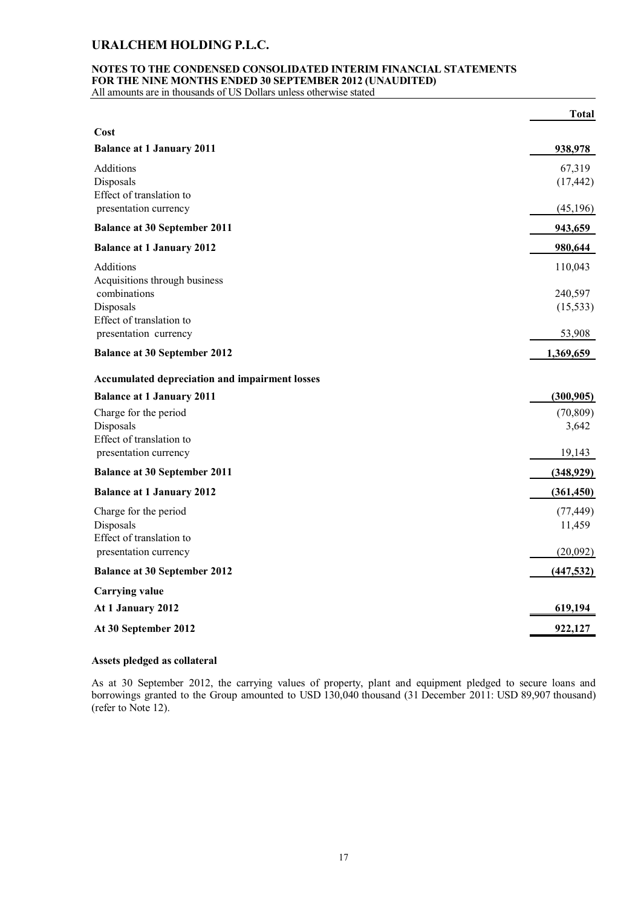| | Total |
|---|---|
| **Cost** | |
| **Balance at 1 January 2011** | **938,978** |
| Additions | 67,319 |
| Disposals | (17,442) |
| Effect of translation to presentation currency | (45,196) |
| **Balance at 30 September 2011** | **943,659** |
| **Balance at 1 January 2012** | **980,644** |
| Additions | 110,043 |
| Acquisitions through business combinations | 240,597 |
| Disposals | (15,533) |
| Effect of translation to presentation currency | 53,908 |
| **Balance at 30 September 2012** | **1,369,659** |
| **Accumulated depreciation and impairment losses** | |
| **Balance at 1 January 2011** | **(300,905)** |
| Charge for the period | (70,809) |
| Disposals | 3,642 |
| Effect of translation to presentation currency | 19,143 |
| **Balance at 30 September 2011** | **(348,929)** |
| **Balance at 1 January 2012** | **(361,450)** |
| Charge for the period | (77,449) |
| Disposals | 11,459 |
| Effect of translation to presentation currency | (20,092) |
| **Balance at 30 September 2012** | **(447,532)** |
| **Carrying value** | |
| **At 1 January 2012** | **619,194** |
| **At 30 September 2012** | **922,127** |

**Assets pledged as collateral**

As at 30 September 2012, the carrying values of property, plant and equipment pledged to secure loans and borrowings granted to the Group amounted to USD 130,040 thousand (31 December 2011: USD 89,907 thousand) (refer to Note 12).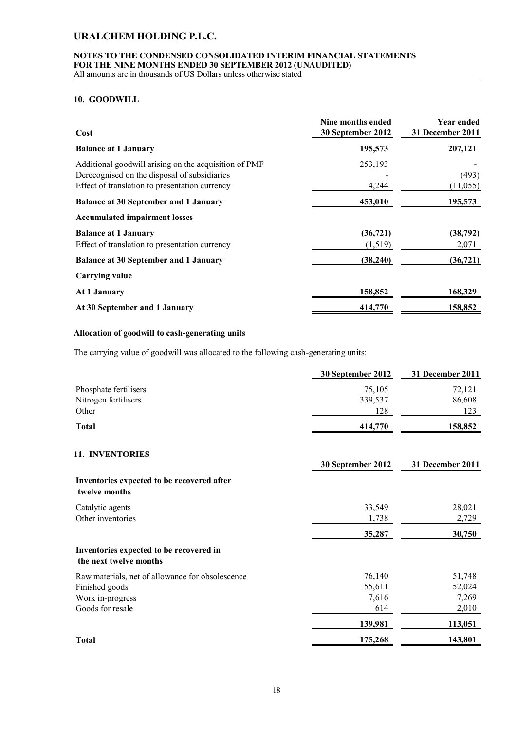# URALCHEM HOLDING P.L.C.

**NOTES TO THE CONDENSED CONSOLIDATED INTERIM FINANCIAL STATEMENTS FOR THE NINE MONTHS ENDED 30 SEPTEMBER 2012 (UNAUDITED)**
All amounts are in thousands of US Dollars unless otherwise stated

## 10. GOODWILL

| Cost | Nine months ended 30 September 2012 | Year ended 31 December 2011 |
|---|---|---|
| **Balance at 1 January** | **195,573** | **207,121** |
| Additional goodwill arising on the acquisition of PMF | 253,193 | - |
| Derecognised on the disposal of subsidiaries | - | (493) |
| Effect of translation to presentation currency | 4,244 | (11,055) |
| **Balance at 30 September and 1 January** | **453,010** | **195,573** |
| **Accumulated impairment losses** | | |
| **Balance at 1 January** | **(36,721)** | **(38,792)** |
| Effect of translation to presentation currency | (1,519) | 2,071 |
| **Balance at 30 September and 1 January** | **(38,240)** | **(36,721)** |
| **Carrying value** | | |
| **At 1 January** | **158,852** | **168,329** |
| **At 30 September and 1 January** | **414,770** | **158,852** |

### Allocation of goodwill to cash-generating units

The carrying value of goodwill was allocated to the following cash-generating units:

| | 30 September 2012 | 31 December 2011 |
|---|---|---|
| Phosphate fertilisers | 75,105 | 72,121 |
| Nitrogen fertilisers | 339,537 | 86,608 |
| Other | 128 | 123 |
| **Total** | **414,770** | **158,852** |

## 11. INVENTORIES

| | 30 September 2012 | 31 December 2011 |
|---|---|---|
| **Inventories expected to be recovered after twelve months** | | |
| Catalytic agents | 33,549 | 28,021 |
| Other inventories | 1,738 | 2,729 |
| | **35,287** | **30,750** |
| **Inventories expected to be recovered in the next twelve months** | | |
| Raw materials, net of allowance for obsolescence | 76,140 | 51,748 |
| Finished goods | 55,611 | 52,024 |
| Work in-progress | 7,616 | 7,269 |
| Goods for resale | 614 | 2,010 |
| | **139,981** | **113,051** |
| **Total** | **175,268** | **143,801** |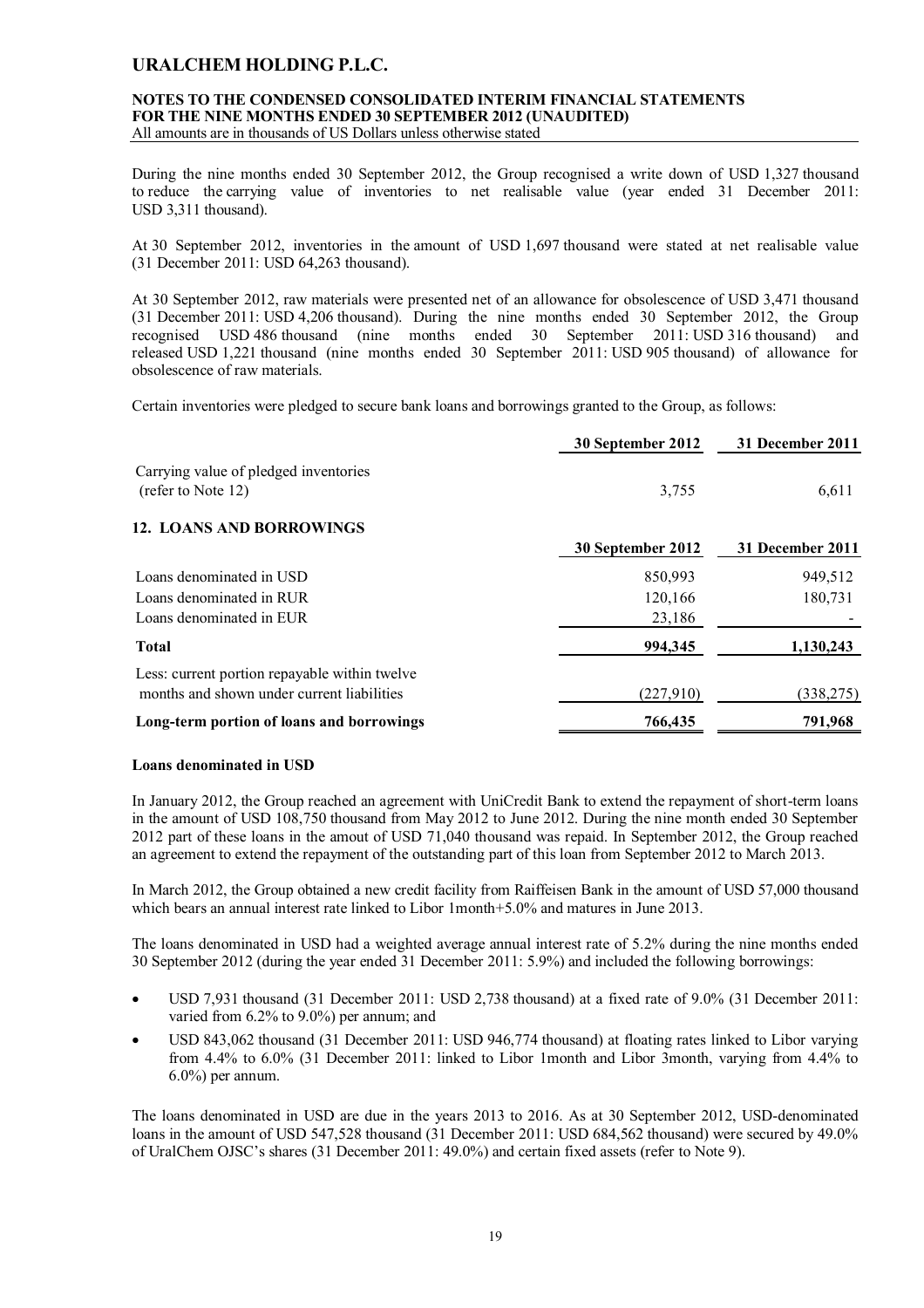During the nine months ended 30 September 2012, the Group recognised a write down of USD 1,327 thousand to reduce the carrying value of inventories to net realisable value (year ended 31 December 2011: USD 3,311 thousand).

At 30 September 2012, inventories in the amount of USD 1,697 thousand were stated at net realisable value (31 December 2011: USD 64,263 thousand).

At 30 September 2012, raw materials were presented net of an allowance for obsolescence of USD 3,471 thousand (31 December 2011: USD 4,206 thousand). During the nine months ended 30 September 2012, the Group recognised USD 486 thousand (nine months ended 30 September 2011: USD 316 thousand) and released USD 1,221 thousand (nine months ended 30 September 2011: USD 905 thousand) of allowance for obsolescence of raw materials.

Certain inventories were pledged to secure bank loans and borrowings granted to the Group, as follows:

| | 30 September 2012 | 31 December 2011 |
|---|---|---|
| Carrying value of pledged inventories (refer to Note 12) | 3,755 | 6,611 |

## 12. LOANS AND BORROWINGS

| | 30 September 2012 | 31 December 2011 |
|---|---|---|
| Loans denominated in USD | 850,993 | 949,512 |
| Loans denominated in RUR | 120,166 | 180,731 |
| Loans denominated in EUR | 23,186 | - |
| **Total** | **994,345** | **1,130,243** |
| Less: current portion repayable within twelve months and shown under current liabilities | (227,910) | (338,275) |
| **Long-term portion of loans and borrowings** | **766,435** | **791,968** |

**Loans denominated in USD**

In January 2012, the Group reached an agreement with UniCredit Bank to extend the repayment of short-term loans in the amount of USD 108,750 thousand from May 2012 to June 2012. During the nine month ended 30 September 2012 part of these loans in the amount of USD 71,040 thousand was repaid. In September 2012, the Group reached an agreement to extend the repayment of the outstanding part of this loan from September 2012 to March 2013.

In March 2012, the Group obtained a new credit facility from Raiffeisen Bank in the amount of USD 57,000 thousand which bears an annual interest rate linked to Libor 1month+5.0% and matures in June 2013.

The loans denominated in USD had a weighted average annual interest rate of 5.2% during the nine months ended 30 September 2012 (during the year ended 31 December 2011: 5.9%) and included the following borrowings:

- USD 7,931 thousand (31 December 2011: USD 2,738 thousand) at a fixed rate of 9.0% (31 December 2011: varied from 6.2% to 9.0%) per annum; and
- USD 843,062 thousand (31 December 2011: USD 946,774 thousand) at floating rates linked to Libor varying from 4.4% to 6.0% (31 December 2011: linked to Libor 1month and Libor 3month, varying from 4.4% to 6.0%) per annum.

The loans denominated in USD are due in the years 2013 to 2016. As at 30 September 2012, USD-denominated loans in the amount of USD 547,528 thousand (31 December 2011: USD 684,562 thousand) were secured by 49.0% of UralChem OJSC's shares (31 December 2011: 49.0%) and certain fixed assets (refer to Note 9).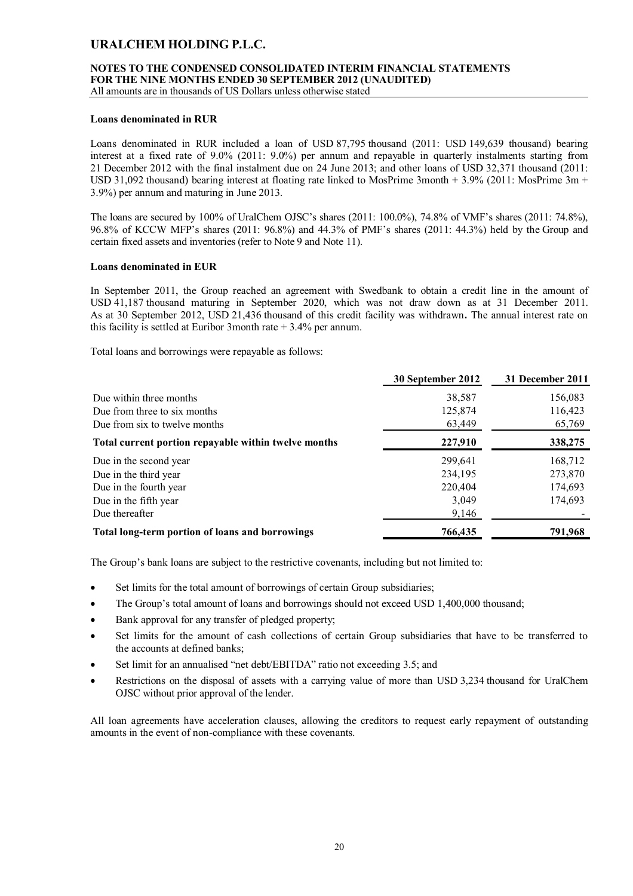**Loans denominated in RUR**

Loans denominated in RUR included a loan of USD 87,795 thousand (2011: USD 149,639 thousand) bearing interest at a fixed rate of 9.0% (2011: 9.0%) per annum and repayable in quarterly instalments starting from 21 December 2012 with the final instalment due on 24 June 2013; and other loans of USD 32,371 thousand (2011: USD 31,092 thousand) bearing interest at floating rate linked to MosPrime 3month + 3.9% (2011: MosPrime 3m + 3.9%) per annum and maturing in June 2013.

The loans are secured by 100% of UralChem OJSC's shares (2011: 100.0%), 74.8% of VMF's shares (2011: 74.8%), 96.8% of KCCW MFP's shares (2011: 96.8%) and 44.3% of PMF's shares (2011: 44.3%) held by the Group and certain fixed assets and inventories (refer to Note 9 and Note 11).

**Loans denominated in EUR**

In September 2011, the Group reached an agreement with Swedbank to obtain a credit line in the amount of USD 41,187 thousand maturing in September 2020, which was not draw down as at 31 December 2011. As at 30 September 2012, USD 21,436 thousand of this credit facility was withdrawn**.** The annual interest rate on this facility is settled at Euribor 3month rate + 3.4% per annum.

Total loans and borrowings were repayable as follows:

| | 30 September 2012 | 31 December 2011 |
|---|---|---|
| Due within three months | 38,587 | 156,083 |
| Due from three to six months | 125,874 | 116,423 |
| Due from six to twelve months | 63,449 | 65,769 |
| **Total current portion repayable within twelve months** | **227,910** | **338,275** |
| Due in the second year | 299,641 | 168,712 |
| Due in the third year | 234,195 | 273,870 |
| Due in the fourth year | 220,404 | 174,693 |
| Due in the fifth year | 3,049 | 174,693 |
| Due thereafter | 9,146 | - |
| **Total long-term portion of loans and borrowings** | **766,435** | **791,968** |

The Group's bank loans are subject to the restrictive covenants, including but not limited to:

- Set limits for the total amount of borrowings of certain Group subsidiaries;
- The Group's total amount of loans and borrowings should not exceed USD 1,400,000 thousand;
- Bank approval for any transfer of pledged property;
- Set limits for the amount of cash collections of certain Group subsidiaries that have to be transferred to the accounts at defined banks;
- Set limit for an annualised "net debt/EBITDA" ratio not exceeding 3.5; and
- Restrictions on the disposal of assets with a carrying value of more than USD 3,234 thousand for UralChem OJSC without prior approval of the lender.

All loan agreements have acceleration clauses, allowing the creditors to request early repayment of outstanding amounts in the event of non-compliance with these covenants.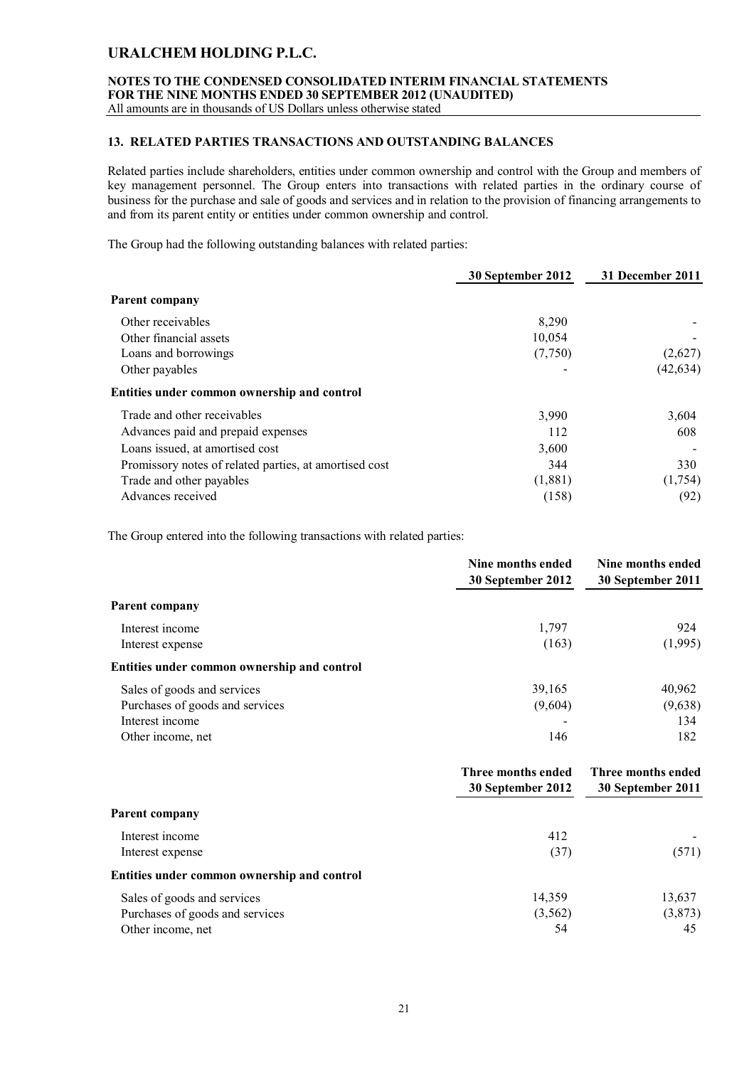## 13. RELATED PARTIES TRANSACTIONS AND OUTSTANDING BALANCES

Related parties include shareholders, entities under common ownership and control with the Group and members of key management personnel. The Group enters into transactions with related parties in the ordinary course of business for the purchase and sale of goods and services and in relation to the provision of financing arrangements to and from its parent entity or entities under common ownership and control.

The Group had the following outstanding balances with related parties:

| | 30 September 2012 | 31 December 2011 |
|---|---|---|
| **Parent company** | | |
| Other receivables | 8,290 | - |
| Other financial assets | 10,054 | - |
| Loans and borrowings | (7,750) | (2,627) |
| Other payables | - | (42,634) |
| **Entities under common ownership and control** | | |
| Trade and other receivables | 3,990 | 3,604 |
| Advances paid and prepaid expenses | 112 | 608 |
| Loans issued, at amortised cost | 3,600 | - |
| Promissory notes of related parties, at amortised cost | 344 | 330 |
| Trade and other payables | (1,881) | (1,754) |
| Advances received | (158) | (92) |

The Group entered into the following transactions with related parties:

| | Nine months ended 30 September 2012 | Nine months ended 30 September 2011 |
|---|---|---|
| **Parent company** | | |
| Interest income | 1,797 | 924 |
| Interest expense | (163) | (1,995) |
| **Entities under common ownership and control** | | |
| Sales of goods and services | 39,165 | 40,962 |
| Purchases of goods and services | (9,604) | (9,638) |
| Interest income | - | 134 |
| Other income, net | 146 | 182 |

| | Three months ended 30 September 2012 | Three months ended 30 September 2011 |
|---|---|---|
| **Parent company** | | |
| Interest income | 412 | - |
| Interest expense | (37) | (571) |
| **Entities under common ownership and control** | | |
| Sales of goods and services | 14,359 | 13,637 |
| Purchases of goods and services | (3,562) | (3,873) |
| Other income, net | 54 | 45 |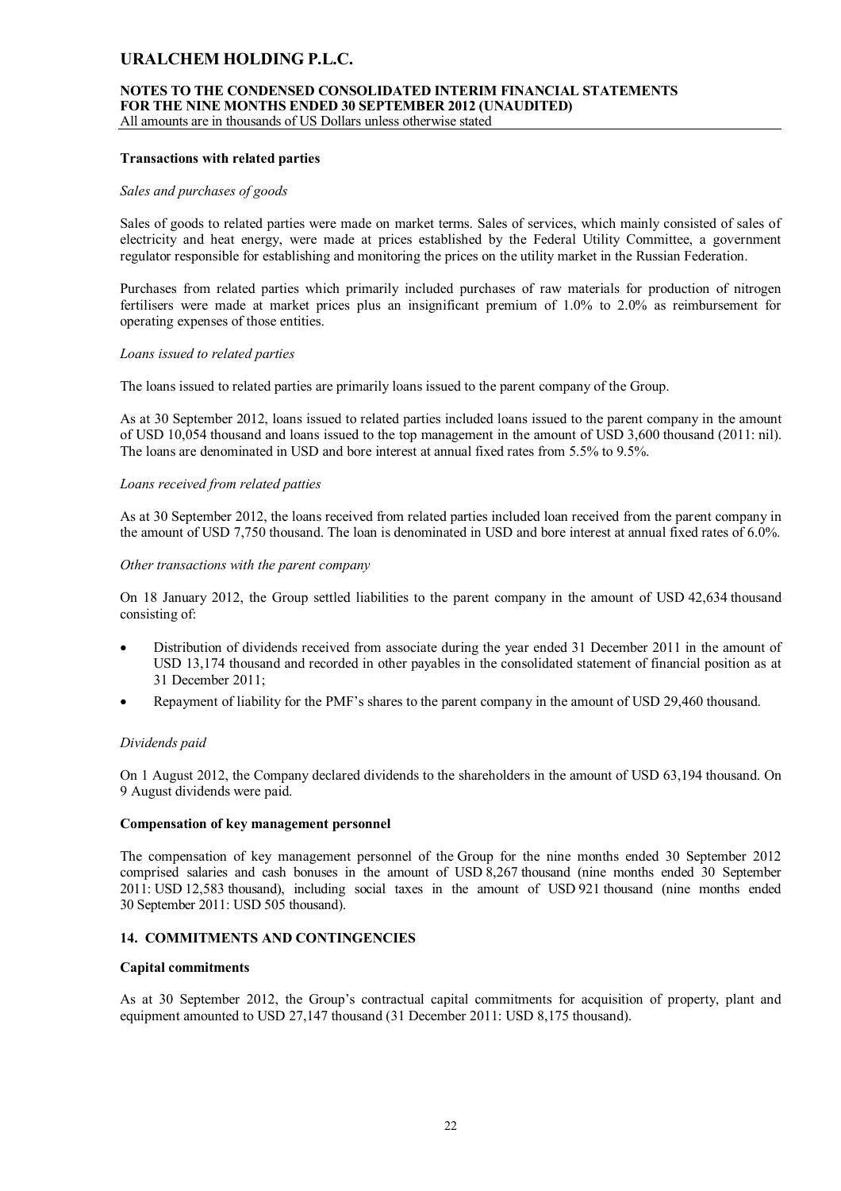**Transactions with related parties**

*Sales and purchases of goods*

Sales of goods to related parties were made on market terms. Sales of services, which mainly consisted of sales of electricity and heat energy, were made at prices established by the Federal Utility Committee, a government regulator responsible for establishing and monitoring the prices on the utility market in the Russian Federation.

Purchases from related parties which primarily included purchases of raw materials for production of nitrogen fertilisers were made at market prices plus an insignificant premium of 1.0% to 2.0% as reimbursement for operating expenses of those entities.

*Loans issued to related parties*

The loans issued to related parties are primarily loans issued to the parent company of the Group.

As at 30 September 2012, loans issued to related parties included loans issued to the parent company in the amount of USD 10,054 thousand and loans issued to the top management in the amount of USD 3,600 thousand (2011: nil). The loans are denominated in USD and bore interest at annual fixed rates from 5.5% to 9.5%.

*Loans received from related patties*

As at 30 September 2012, the loans received from related parties included loan received from the parent company in the amount of USD 7,750 thousand. The loan is denominated in USD and bore interest at annual fixed rates of 6.0%.

*Other transactions with the parent company*

On 18 January 2012, the Group settled liabilities to the parent company in the amount of USD 42,634 thousand consisting of:

- Distribution of dividends received from associate during the year ended 31 December 2011 in the amount of USD 13,174 thousand and recorded in other payables in the consolidated statement of financial position as at 31 December 2011;
- Repayment of liability for the PMF's shares to the parent company in the amount of USD 29,460 thousand.

*Dividends paid*

On 1 August 2012, the Company declared dividends to the shareholders in the amount of USD 63,194 thousand. On 9 August dividends were paid.

**Compensation of key management personnel**

The compensation of key management personnel of the Group for the nine months ended 30 September 2012 comprised salaries and cash bonuses in the amount of USD 8,267 thousand (nine months ended 30 September 2011: USD 12,583 thousand), including social taxes in the amount of USD 921 thousand (nine months ended 30 September 2011: USD 505 thousand).

## 14. COMMITMENTS AND CONTINGENCIES

**Capital commitments**

As at 30 September 2012, the Group's contractual capital commitments for acquisition of property, plant and equipment amounted to USD 27,147 thousand (31 December 2011: USD 8,175 thousand).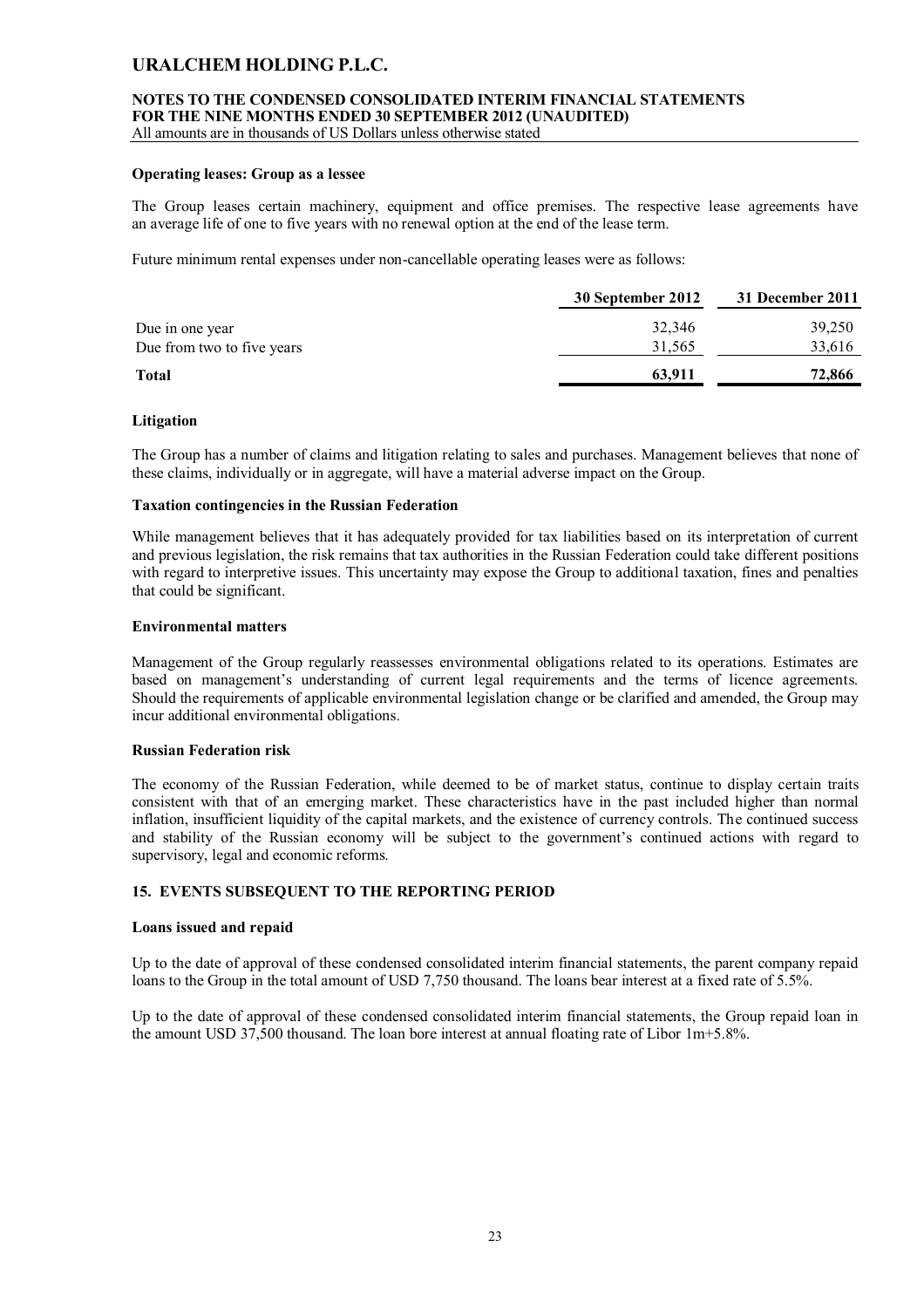**Operating leases: Group as a lessee**

The Group leases certain machinery, equipment and office premises. The respective lease agreements have an average life of one to five years with no renewal option at the end of the lease term.

Future minimum rental expenses under non-cancellable operating leases were as follows:

| | 30 September 2012 | 31 December 2011 |
|---|---|---|
| Due in one year | 32,346 | 39,250 |
| Due from two to five years | 31,565 | 33,616 |
| **Total** | **63,911** | **72,866** |

**Litigation**

The Group has a number of claims and litigation relating to sales and purchases. Management believes that none of these claims, individually or in aggregate, will have a material adverse impact on the Group.

**Taxation contingencies in the Russian Federation**

While management believes that it has adequately provided for tax liabilities based on its interpretation of current and previous legislation, the risk remains that tax authorities in the Russian Federation could take different positions with regard to interpretive issues. This uncertainty may expose the Group to additional taxation, fines and penalties that could be significant.

**Environmental matters**

Management of the Group regularly reassesses environmental obligations related to its operations. Estimates are based on management's understanding of current legal requirements and the terms of licence agreements. Should the requirements of applicable environmental legislation change or be clarified and amended, the Group may incur additional environmental obligations.

**Russian Federation risk**

The economy of the Russian Federation, while deemed to be of market status, continue to display certain traits consistent with that of an emerging market. These characteristics have in the past included higher than normal inflation, insufficient liquidity of the capital markets, and the existence of currency controls. The continued success and stability of the Russian economy will be subject to the government's continued actions with regard to supervisory, legal and economic reforms.

## 15. EVENTS SUBSEQUENT TO THE REPORTING PERIOD

**Loans issued and repaid**

Up to the date of approval of these condensed consolidated interim financial statements, the parent company repaid loans to the Group in the total amount of USD 7,750 thousand. The loans bear interest at a fixed rate of 5.5%.

Up to the date of approval of these condensed consolidated interim financial statements, the Group repaid loan in the amount USD 37,500 thousand. The loan bore interest at annual floating rate of Libor 1m+5.8%.